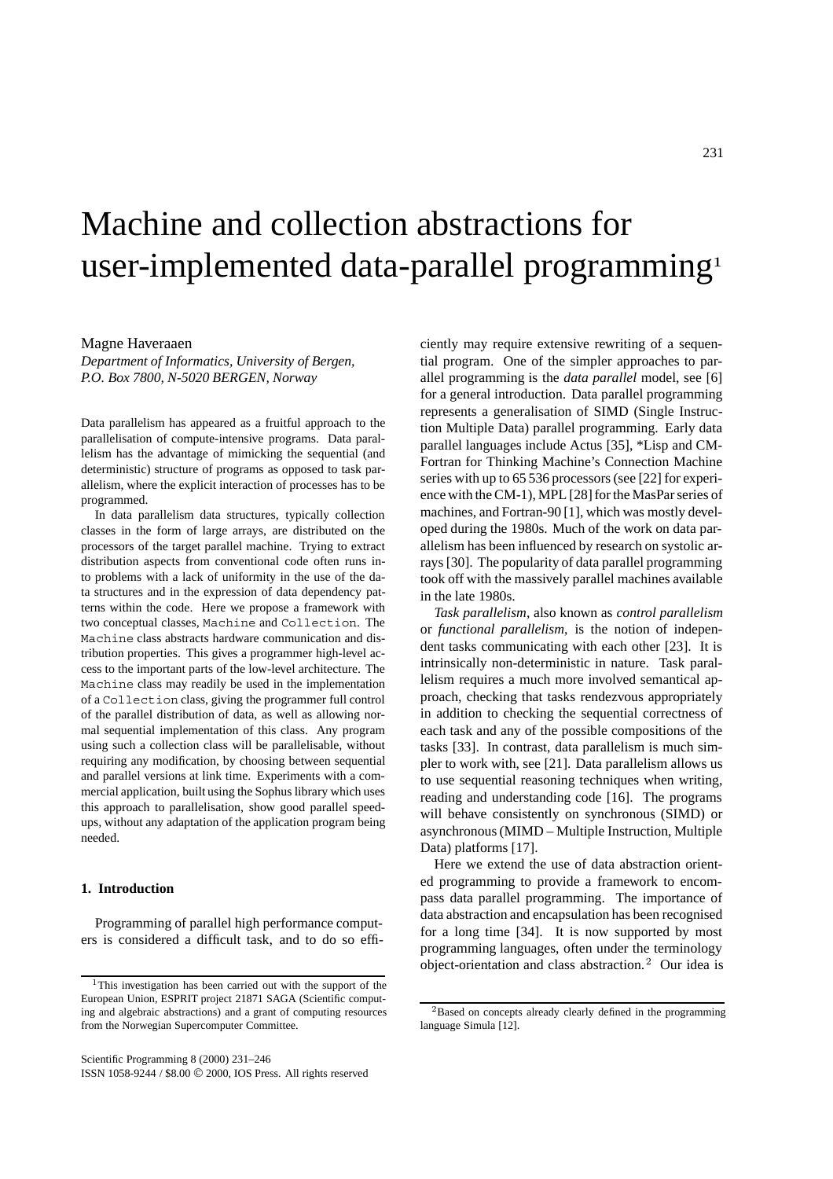# Machine and collection abstractions for user-implemented data-parallel programming[1]

Magne Haveraaen
*Department of Informatics, University of Bergen, P.O. Box 7800, N-5020 BERGEN, Norway*

Data parallelism has appeared as a fruitful approach to the parallelisation of compute-intensive programs. Data parallelism has the advantage of mimicking the sequential (and deterministic) structure of programs as opposed to task parallelism, where the explicit interaction of processes has to be programmed.

In data parallelism data structures, typically collection classes in the form of large arrays, are distributed on the processors of the target parallel machine. Trying to extract distribution aspects from conventional code often runs into problems with a lack of uniformity in the use of the data structures and in the expression of data dependency patterns within the code. Here we propose a framework with two conceptual classes, `Machine` and `Collection`. The `Machine` class abstracts hardware communication and distribution properties. This gives a programmer high-level access to the important parts of the low-level architecture. The `Machine` class may readily be used in the implementation of a `Collection` class, giving the programmer full control of the parallel distribution of data, as well as allowing normal sequential implementation of this class. Any program using such a collection class will be parallelisable, without requiring any modification, by choosing between sequential and parallel versions at link time. Experiments with a commercial application, built using the Sophus library which uses this approach to parallelisation, show good parallel speedups, without any adaptation of the application program being needed.

## 1. Introduction

Programming of parallel high performance computers is considered a difficult task, and to do so efficiently may require extensive rewriting of a sequential program. One of the simpler approaches to parallel programming is the *data parallel* model, see [6] for a general introduction. Data parallel programming represents a generalisation of SIMD (Single Instruction Multiple Data) parallel programming. Early data parallel languages include Actus [35], *Lisp and CM-Fortran for Thinking Machine's Connection Machine series with up to 65 536 processors (see [22] for experience with the CM-1), MPL [28] for the MasPar series of machines, and Fortran-90 [1], which was mostly developed during the 1980s. Much of the work on data parallelism has been influenced by research on systolic arrays [30]. The popularity of data parallel programming took off with the massively parallel machines available in the late 1980s.

*Task parallelism*, also known as *control parallelism* or *functional parallelism*, is the notion of independent tasks communicating with each other [23]. It is intrinsically non-deterministic in nature. Task parallelism requires a much more involved semantical approach, checking that tasks rendezvous appropriately in addition to checking the sequential correctness of each task and any of the possible compositions of the tasks [33]. In contrast, data parallelism is much simpler to work with, see [21]. Data parallelism allows us to use sequential reasoning techniques when writing, reading and understanding code [16]. The programs will behave consistently on synchronous (SIMD) or asynchronous (MIMD – Multiple Instruction, Multiple Data) platforms [17].

Here we extend the use of data abstraction oriented programming to provide a framework to encompass data parallel programming. The importance of data abstraction and encapsulation has been recognised for a long time [34]. It is now supported by most programming languages, often under the terminology object-orientation and class abstraction.[2] Our idea is

[1] This investigation has been carried out with the support of the European Union, ESPRIT project 21871 SAGA (Scientific computing and algebraic abstractions) and a grant of computing resources from the Norwegian Supercomputer Committee.

[2] Based on concepts already clearly defined in the programming language Simula [12].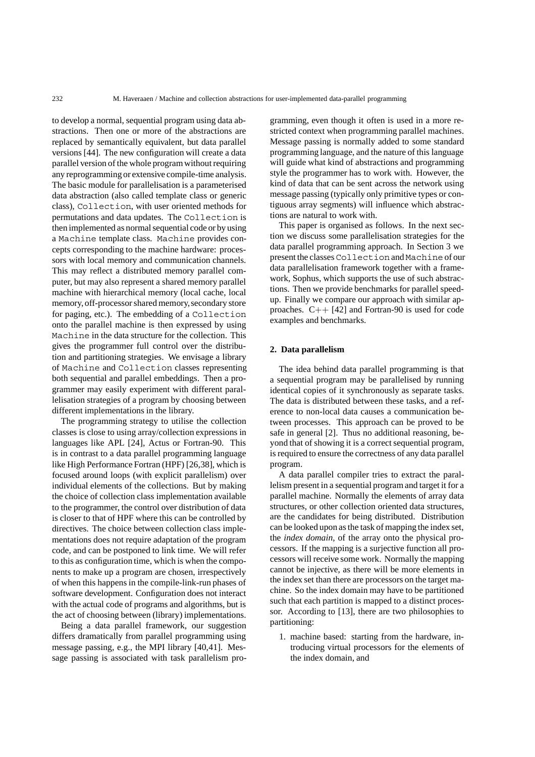to develop a normal, sequential program using data abstractions. Then one or more of the abstractions are replaced by semantically equivalent, but data parallel versions [44]. The new configuration will create a data parallel version of the whole program without requiring any reprogramming or extensive compile-time analysis. The basic module for parallelisation is a parameterised data abstraction (also called template class or generic class), `Collection`, with user oriented methods for permutations and data updates. The `Collection` is then implemented as normal sequential code or by using a `Machine` template class. `Machine` provides concepts corresponding to the machine hardware: processors with local memory and communication channels. This may reflect a distributed memory parallel computer, but may also represent a shared memory parallel machine with hierarchical memory (local cache, local memory, off-processor shared memory, secondary store for paging, etc.). The embedding of a `Collection` onto the parallel machine is then expressed by using `Machine` in the data structure for the collection. This gives the programmer full control over the distribution and partitioning strategies. We envisage a library of `Machine` and `Collection` classes representing both sequential and parallel embeddings. Then a programmer may easily experiment with different parallelisation strategies of a program by choosing between different implementations in the library.

The programming strategy to utilise the collection classes is close to using array/collection expressions in languages like APL [24], Actus or Fortran-90. This is in contrast to a data parallel programming language like High Performance Fortran (HPF) [26,38], which is focused around loops (with explicit parallelism) over individual elements of the collections. But by making the choice of collection class implementation available to the programmer, the control over distribution of data is closer to that of HPF where this can be controlled by directives. The choice between collection class implementations does not require adaptation of the program code, and can be postponed to link time. We will refer to this as configuration time, which is when the components to make up a program are chosen, irrespectively of when this happens in the compile-link-run phases of software development. Configuration does not interact with the actual code of programs and algorithms, but is the act of choosing between (library) implementations.

Being a data parallel framework, our suggestion differs dramatically from parallel programming using message passing, e.g., the MPI library [40,41]. Message passing is associated with task parallelism programming, even though it often is used in a more restricted context when programming parallel machines. Message passing is normally added to some standard programming language, and the nature of this language will guide what kind of abstractions and programming style the programmer has to work with. However, the kind of data that can be sent across the network using message passing (typically only primitive types or contiguous array segments) will influence which abstractions are natural to work with.

This paper is organised as follows. In the next section we discuss some parallelisation strategies for the data parallel programming approach. In Section 3 we present the classes `Collection` and `Machine` of our data parallelisation framework together with a framework, Sophus, which supports the use of such abstractions. Then we provide benchmarks for parallel speedup. Finally we compare our approach with similar approaches. C++ [42] and Fortran-90 is used for code examples and benchmarks.

## 2. Data parallelism

The idea behind data parallel programming is that a sequential program may be parallelised by running identical copies of it synchronously as separate tasks. The data is distributed between these tasks, and a reference to non-local data causes a communication between processes. This approach can be proved to be safe in general [2]. Thus no additional reasoning, beyond that of showing it is a correct sequential program, is required to ensure the correctness of any data parallel program.

A data parallel compiler tries to extract the parallelism present in a sequential program and target it for a parallel machine. Normally the elements of array data structures, or other collection oriented data structures, are the candidates for being distributed. Distribution can be looked upon as the task of mapping the index set, the *index domain*, of the array onto the physical processors. If the mapping is a surjective function all processors will receive some work. Normally the mapping cannot be injective, as there will be more elements in the index set than there are processors on the target machine. So the index domain may have to be partitioned such that each partition is mapped to a distinct processor. According to [13], there are two philosophies to partitioning:

1. machine based: starting from the hardware, introducing virtual processors for the elements of the index domain, and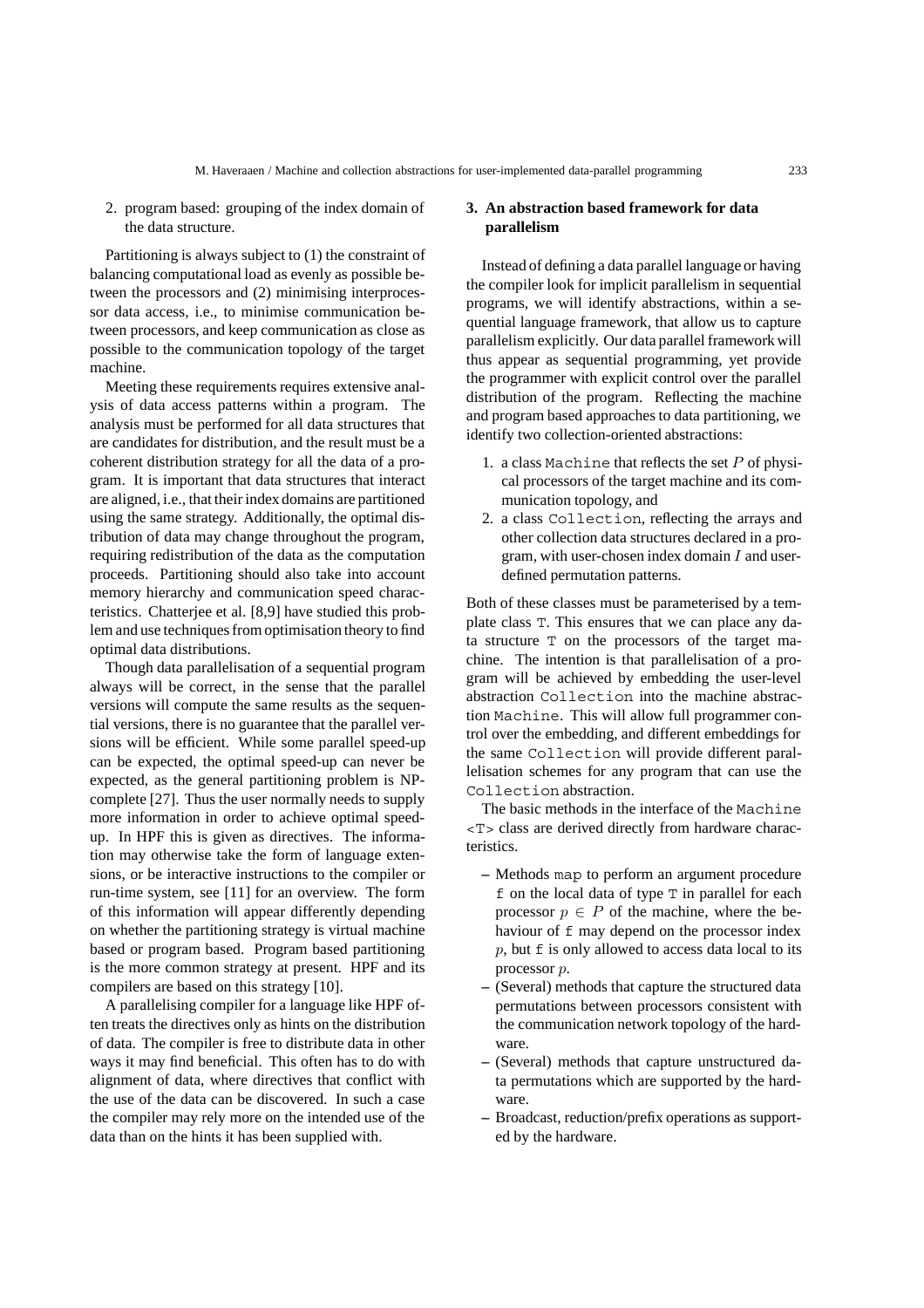2. program based: grouping of the index domain of the data structure.

Partitioning is always subject to (1) the constraint of balancing computational load as evenly as possible between the processors and (2) minimising interprocessor data access, i.e., to minimise communication between processors, and keep communication as close as possible to the communication topology of the target machine.

Meeting these requirements requires extensive analysis of data access patterns within a program. The analysis must be performed for all data structures that are candidates for distribution, and the result must be a coherent distribution strategy for all the data of a program. It is important that data structures that interact are aligned, i.e., that their index domains are partitioned using the same strategy. Additionally, the optimal distribution of data may change throughout the program, requiring redistribution of the data as the computation proceeds. Partitioning should also take into account memory hierarchy and communication speed characteristics. Chatterjee et al. [8,9] have studied this problem and use techniques from optimisation theory to find optimal data distributions.

Though data parallelisation of a sequential program always will be correct, in the sense that the parallel versions will compute the same results as the sequential versions, there is no guarantee that the parallel versions will be efficient. While some parallel speed-up can be expected, the optimal speed-up can never be expected, as the general partitioning problem is NP-complete [27]. Thus the user normally needs to supply more information in order to achieve optimal speed-up. In HPF this is given as directives. The information may otherwise take the form of language extensions, or be interactive instructions to the compiler or run-time system, see [11] for an overview. The form of this information will appear differently depending on whether the partitioning strategy is virtual machine based or program based. Program based partitioning is the more common strategy at present. HPF and its compilers are based on this strategy [10].

A parallelising compiler for a language like HPF often treats the directives only as hints on the distribution of data. The compiler is free to distribute data in other ways it may find beneficial. This often has to do with alignment of data, where directives that conflict with the use of the data can be discovered. In such a case the compiler may rely more on the intended use of the data than on the hints it has been supplied with.

## 3. An abstraction based framework for data parallelism

Instead of defining a data parallel language or having the compiler look for implicit parallelism in sequential programs, we will identify abstractions, within a sequential language framework, that allow us to capture parallelism explicitly. Our data parallel framework will thus appear as sequential programming, yet provide the programmer with explicit control over the parallel distribution of the program. Reflecting the machine and program based approaches to data partitioning, we identify two collection-oriented abstractions:

1. a class `Machine` that reflects the set $P$ of physical processors of the target machine and its communication topology, and
2. a class `Collection`, reflecting the arrays and other collection data structures declared in a program, with user-chosen index domain $I$ and user-defined permutation patterns.

Both of these classes must be parameterised by a template class `T`. This ensures that we can place any data structure `T` on the processors of the target machine. The intention is that parallelisation of a program will be achieved by embedding the user-level abstraction `Collection` into the machine abstraction `Machine`. This will allow full programmer control over the embedding, and different embeddings for the same `Collection` will provide different parallelisation schemes for any program that can use the `Collection` abstraction.

The basic methods in the interface of the `Machine <T>` class are derived directly from hardware characteristics.

– Methods `map` to perform an argument procedure `f` on the local data of type `T` in parallel for each processor $p \in P$ of the machine, where the behaviour of `f` may depend on the processor index $p$, but `f` is only allowed to access data local to its processor $p$.
– (Several) methods that capture the structured data permutations between processors consistent with the communication network topology of the hardware.
– (Several) methods that capture unstructured data permutations which are supported by the hardware.
– Broadcast, reduction/prefix operations as supported by the hardware.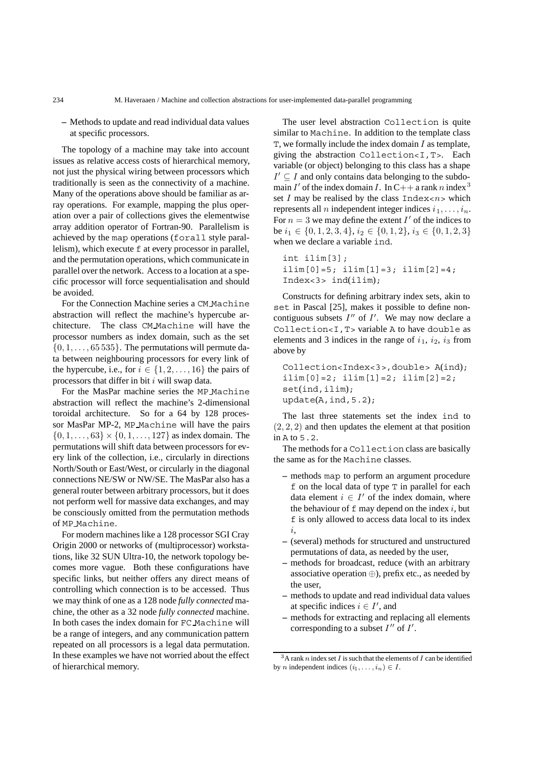– Methods to update and read individual data values at specific processors.

The topology of a machine may take into account issues as relative access costs of hierarchical memory, not just the physical wiring between processors which traditionally is seen as the connectivity of a machine. Many of the operations above should be familiar as array operations. For example, mapping the plus operation over a pair of collections gives the elementwise array addition operator of Fortran-90. Parallelism is achieved by the `map` operations (`forall` style parallelism), which execute `f` at every processor in parallel, and the permutation operations, which communicate in parallel over the network. Access to a location at a specific processor will force sequentialisation and should be avoided.

For the Connection Machine series a `CM_Machine` abstraction will reflect the machine's hypercube architecture. The class `CM_Machine` will have the processor numbers as index domain, such as the set $\{0, 1, \ldots, 65\,535\}$. The permutations will permute data between neighbouring processors for every link of the hypercube, i.e., for $i \in \{1, 2, \ldots, 16\}$ the pairs of processors that differ in bit $i$ will swap data.

For the MasPar machine series the `MP_Machine` abstraction will reflect the machine's 2-dimensional toroidal architecture. So for a 64 by 128 processor MasPar MP-2, `MP_Machine` will have the pairs $\{0, 1, \ldots, 63\} \times \{0, 1, \ldots, 127\}$ as index domain. The permutations will shift data between processors for every link of the collection, i.e., circularly in directions North/South or East/West, or circularly in the diagonal connections NE/SW or NW/SE. The MasPar also has a general router between arbitrary processors, but it does not perform well for massive data exchanges, and may be consciously omitted from the permutation methods of `MP_Machine`.

For modern machines like a 128 processor SGI Cray Origin 2000 or networks of (multiprocessor) workstations, like 32 SUN Ultra-10, the network topology becomes more vague. Both these configurations have specific links, but neither offers any direct means of controlling which connection is to be accessed. Thus we may think of one as a 128 node *fully connected* machine, the other as a 32 node *fully connected* machine. In both cases the index domain for `FC_Machine` will be a range of integers, and any communication pattern repeated on all processors is a legal data permutation. In these examples we have not worried about the effect of hierarchical memory.

The user level abstraction `Collection` is quite similar to `Machine`. In addition to the template class `T`, we formally include the index domain $I$ as template, giving the abstraction `Collection<I,T>`. Each variable (or object) belonging to this class has a shape $I' \subseteq I$ and only contains data belonging to the subdomain $I'$ of the index domain $I$. In C++ a rank $n$ index[3] set $I$ may be realised by the class `Index<n>` which represents all $n$ independent integer indices $i_1, \ldots, i_n$. For $n = 3$ we may define the extent $I'$ of the indices to be $i_1 \in \{0, 1, 2, 3, 4\}$, $i_2 \in \{0, 1, 2\}$, $i_3 \in \{0, 1, 2, 3\}$ when we declare a variable `ind`.

```
int ilim[3];
ilim[0]=5; ilim[1]=3; ilim[2]=4;
Index<3> ind(ilim);
```

Constructs for defining arbitrary index sets, akin to `set` in Pascal [25], makes it possible to define non-contiguous subsets $I''$ of $I'$. We may now declare a `Collection<I,T>` variable `A` to have `double` as elements and 3 indices in the range of $i_1$, $i_2$, $i_3$ from above by

```
Collection<Index<3>,double> A(ind);
ilim[0]=2; ilim[1]=2; ilim[2]=2;
set(ind,ilim);
update(A,ind,5.2);
```

The last three statements set the index `ind` to $(2, 2, 2)$ and then updates the element at that position in `A` to `5.2`.

The methods for a `Collection` class are basically the same as for the `Machine` classes.

– methods `map` to perform an argument procedure `f` on the local data of type `T` in parallel for each data element $i \in I'$ of the index domain, where the behaviour of `f` may depend on the index $i$, but `f` is only allowed to access data local to its index $i$,
– (several) methods for structured and unstructured permutations of data, as needed by the user,
– methods for broadcast, reduce (with an arbitrary associative operation $\oplus$), prefix etc., as needed by the user,
– methods to update and read individual data values at specific indices $i \in I'$, and
– methods for extracting and replacing all elements corresponding to a subset $I''$ of $I'$.

[3] A rank $n$ index set $I$ is such that the elements of $I$ can be identified by $n$ independent indices $(i_1, \ldots, i_n) \in I$.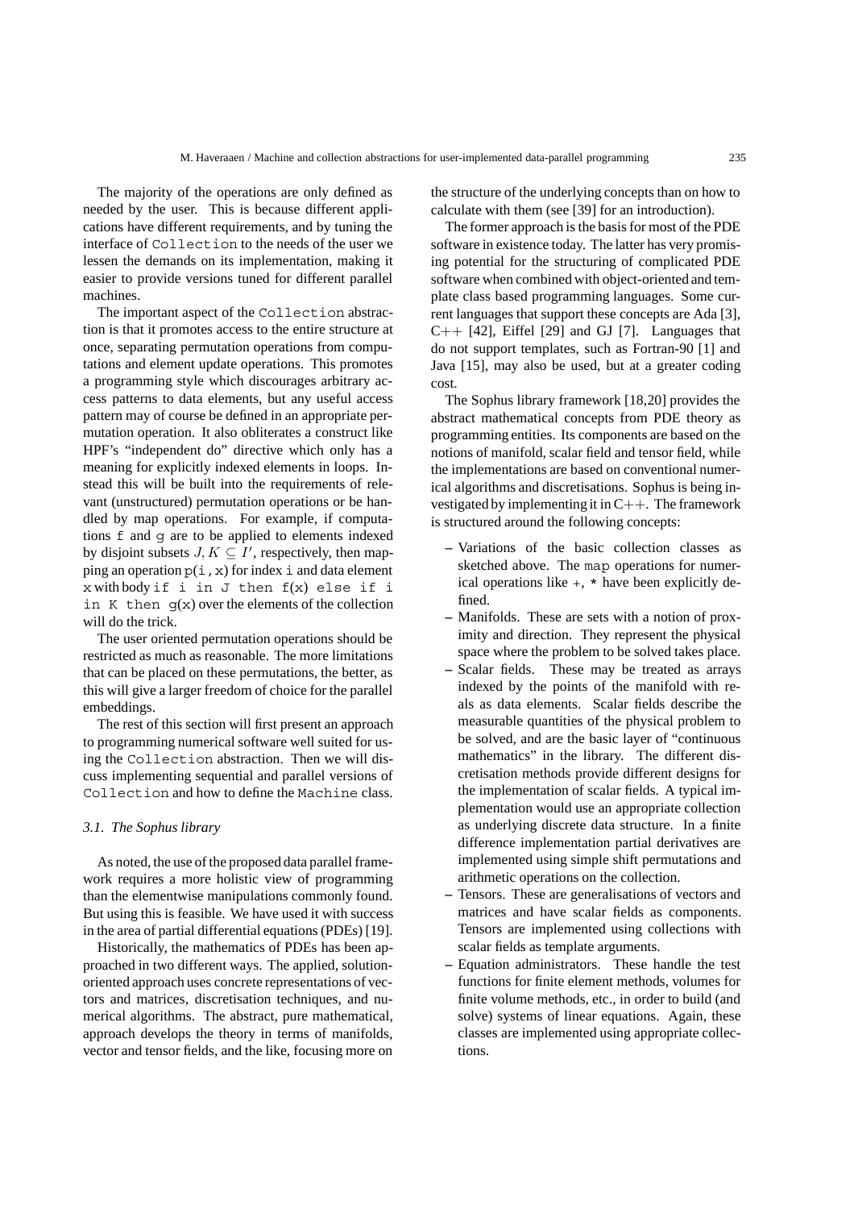The majority of the operations are only defined as needed by the user. This is because different applications have different requirements, and by tuning the interface of `Collection` to the needs of the user we lessen the demands on its implementation, making it easier to provide versions tuned for different parallel machines.

The important aspect of the `Collection` abstraction is that it promotes access to the entire structure at once, separating permutation operations from computations and element update operations. This promotes a programming style which discourages arbitrary access patterns to data elements, but any useful access pattern may of course be defined in an appropriate permutation operation. It also obliterates a construct like HPF's "independent do" directive which only has a meaning for explicitly indexed elements in loops. Instead this will be built into the requirements of relevant (unstructured) permutation operations or be handled by map operations. For example, if computations `f` and `g` are to be applied to elements indexed by disjoint subsets $J, K \subseteq I'$, respectively, then mapping an operation `p(i,x)` for index `i` and data element `x` with body `if i in J then f(x) else if i in K then g(x)` over the elements of the collection will do the trick.

The user oriented permutation operations should be restricted as much as reasonable. The more limitations that can be placed on these permutations, the better, as this will give a larger freedom of choice for the parallel embeddings.

The rest of this section will first present an approach to programming numerical software well suited for using the `Collection` abstraction. Then we will discuss implementing sequential and parallel versions of `Collection` and how to define the `Machine` class.

### *3.1. The Sophus library*

As noted, the use of the proposed data parallel framework requires a more holistic view of programming than the elementwise manipulations commonly found. But using this is feasible. We have used it with success in the area of partial differential equations (PDEs) [19].

Historically, the mathematics of PDEs has been approached in two different ways. The applied, solution-oriented approach uses concrete representations of vectors and matrices, discretisation techniques, and numerical algorithms. The abstract, pure mathematical, approach develops the theory in terms of manifolds, vector and tensor fields, and the like, focusing more on the structure of the underlying concepts than on how to calculate with them (see [39] for an introduction).

The former approach is the basis for most of the PDE software in existence today. The latter has very promising potential for the structuring of complicated PDE software when combined with object-oriented and template class based programming languages. Some current languages that support these concepts are Ada [3], C++ [42], Eiffel [29] and GJ [7]. Languages that do not support templates, such as Fortran-90 [1] and Java [15], may also be used, but at a greater coding cost.

The Sophus library framework [18,20] provides the abstract mathematical concepts from PDE theory as programming entities. Its components are based on the notions of manifold, scalar field and tensor field, while the implementations are based on conventional numerical algorithms and discretisations. Sophus is being investigated by implementing it in C++. The framework is structured around the following concepts:

- Variations of the basic collection classes as sketched above. The `map` operations for numerical operations like `+`, `*` have been explicitly defined.
- Manifolds. These are sets with a notion of proximity and direction. They represent the physical space where the problem to be solved takes place.
- Scalar fields. These may be treated as arrays indexed by the points of the manifold with reals as data elements. Scalar fields describe the measurable quantities of the physical problem to be solved, and are the basic layer of "continuous mathematics" in the library. The different discretisation methods provide different designs for the implementation of scalar fields. A typical implementation would use an appropriate collection as underlying discrete data structure. In a finite difference implementation partial derivatives are implemented using simple shift permutations and arithmetic operations on the collection.
- Tensors. These are generalisations of vectors and matrices and have scalar fields as components. Tensors are implemented using collections with scalar fields as template arguments.
- Equation administrators. These handle the test functions for finite element methods, volumes for finite volume methods, etc., in order to build (and solve) systems of linear equations. Again, these classes are implemented using appropriate collections.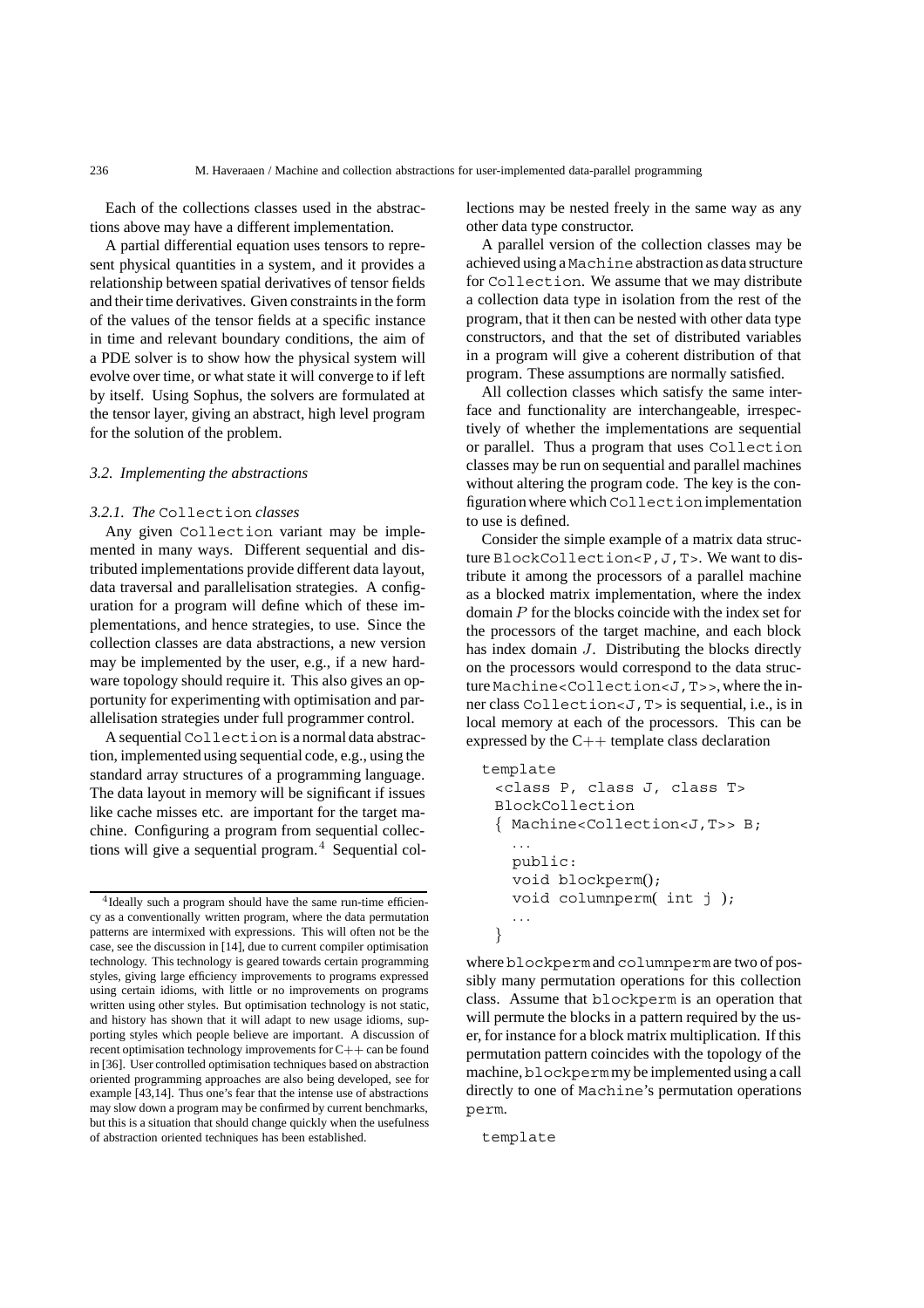Each of the collections classes used in the abstractions above may have a different implementation.

A partial differential equation uses tensors to represent physical quantities in a system, and it provides a relationship between spatial derivatives of tensor fields and their time derivatives. Given constraints in the form of the values of the tensor fields at a specific instance in time and relevant boundary conditions, the aim of a PDE solver is to show how the physical system will evolve over time, or what state it will converge to if left by itself. Using Sophus, the solvers are formulated at the tensor layer, giving an abstract, high level program for the solution of the problem.

### *3.2. Implementing the abstractions*

#### *3.2.1. The* `Collection` *classes*

Any given `Collection` variant may be implemented in many ways. Different sequential and distributed implementations provide different data layout, data traversal and parallelisation strategies. A configuration for a program will define which of these implementations, and hence strategies, to use. Since the collection classes are data abstractions, a new version may be implemented by the user, e.g., if a new hardware topology should require it. This also gives an opportunity for experimenting with optimisation and parallelisation strategies under full programmer control.

A sequential `Collection` is a normal data abstraction, implemented using sequential code, e.g., using the standard array structures of a programming language. The data layout in memory will be significant if issues like cache misses etc. are important for the target machine. Configuring a program from sequential collections will give a sequential program.[4] Sequential collections may be nested freely in the same way as any other data type constructor.

A parallel version of the collection classes may be achieved using a `Machine` abstraction as data structure for `Collection`. We assume that we may distribute a collection data type in isolation from the rest of the program, that it then can be nested with other data type constructors, and that the set of distributed variables in a program will give a coherent distribution of that program. These assumptions are normally satisfied.

All collection classes which satisfy the same interface and functionality are interchangeable, irrespectively of whether the implementations are sequential or parallel. Thus a program that uses `Collection` classes may be run on sequential and parallel machines without altering the program code. The key is the configuration where which `Collection` implementation to use is defined.

Consider the simple example of a matrix data structure `BlockCollection<P,J,T>`. We want to distribute it among the processors of a parallel machine as a blocked matrix implementation, where the index domain $P$ for the blocks coincide with the index set for the processors of the target machine, and each block has index domain $J$. Distributing the blocks directly on the processors would correspond to the data structure `Machine<Collection<J,T>>`, where the inner class `Collection<J,T>` is sequential, i.e., is in local memory at each of the processors. This can be expressed by the C++ template class declaration

```
template
 <class P, class J, class T>
 BlockCollection
 { Machine<Collection<J,T>> B;
   ...
   public:
   void blockperm();
   void columnperm( int j );
   ...
 }
```

where `blockperm` and `columnperm` are two of possibly many permutation operations for this collection class. Assume that `blockperm` is an operation that will permute the blocks in a pattern required by the user, for instance for a block matrix multiplication. If this permutation pattern coincides with the topology of the machine, `blockperm` my be implemented using a call directly to one of `Machine`'s permutation operations `perm`.

```
template
```

[4] Ideally such a program should have the same run-time efficiency as a conventionally written program, where the data permutation patterns are intermixed with expressions. This will often not be the case, see the discussion in [14], due to current compiler optimisation technology. This technology is geared towards certain programming styles, giving large efficiency improvements to programs expressed using certain idioms, with little or no improvements on programs written using other styles. But optimisation technology is not static, and history has shown that it will adapt to new usage idioms, supporting styles which people believe are important. A discussion of recent optimisation technology improvements for C++ can be found in [36]. User controlled optimisation techniques based on abstraction oriented programming approaches are also being developed, see for example [43,14]. Thus one's fear that the intense use of abstractions may slow down a program may be confirmed by current benchmarks, but this is a situation that should change quickly when the usefulness of abstraction oriented techniques has been established.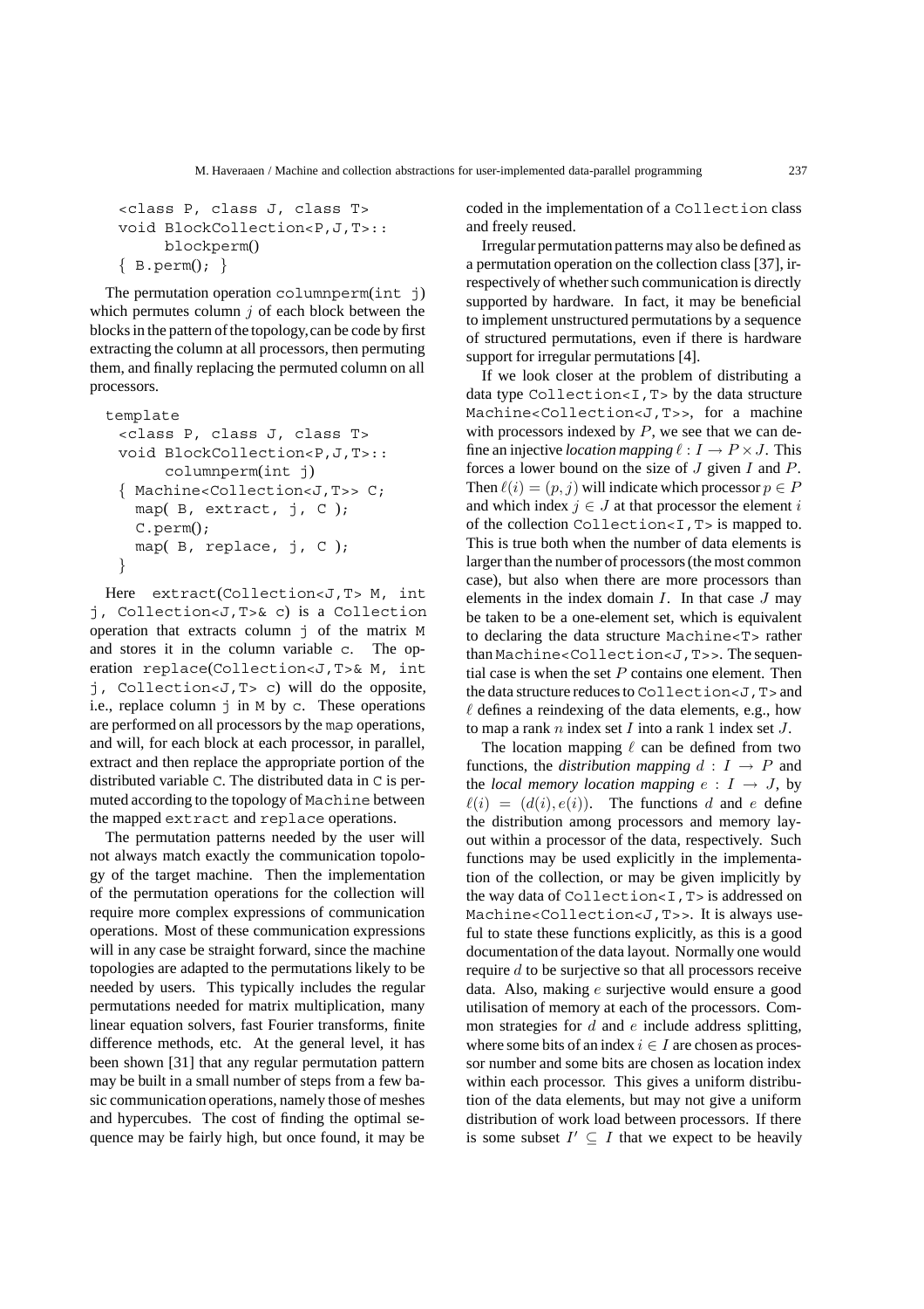```
<class P, class J, class T>
void BlockCollection<P,J,T>::
     blockperm()
{ B.perm(); }
```

The permutation operation `columnperm(int j)` which permutes column $j$ of each block between the blocks in the pattern of the topology, can be code by first extracting the column at all processors, then permuting them, and finally replacing the permuted column on all processors.

```
template
 <class P, class J, class T>
 void BlockCollection<P,J,T>::
      columnperm(int j)
 { Machine<Collection<J,T>> C;
   map( B, extract, j, C );
   C.perm();
   map( B, replace, j, C );
 }
```

Here `extract(Collection<J,T> M, int j, Collection<J,T>& c)` is a `Collection` operation that extracts column `j` of the matrix `M` and stores it in the column variable `c`. The operation `replace(Collection<J,T>& M, int j, Collection<J,T> c)` will do the opposite, i.e., replace column `j` in `M` by `c`. These operations are performed on all processors by the `map` operations, and will, for each block at each processor, in parallel, extract and then replace the appropriate portion of the distributed variable `C`. The distributed data in `C` is permuted according to the topology of `Machine` between the mapped `extract` and `replace` operations.

The permutation patterns needed by the user will not always match exactly the communication topology of the target machine. Then the implementation of the permutation operations for the collection will require more complex expressions of communication operations. Most of these communication expressions will in any case be straight forward, since the machine topologies are adapted to the permutations likely to be needed by users. This typically includes the regular permutations needed for matrix multiplication, many linear equation solvers, fast Fourier transforms, finite difference methods, etc. At the general level, it has been shown [31] that any regular permutation pattern may be built in a small number of steps from a few basic communication operations, namely those of meshes and hypercubes. The cost of finding the optimal sequence may be fairly high, but once found, it may be coded in the implementation of a `Collection` class and freely reused.

Irregular permutation patterns may also be defined as a permutation operation on the collection class [37], irrespectively of whether such communication is directly supported by hardware. In fact, it may be beneficial to implement unstructured permutations by a sequence of structured permutations, even if there is hardware support for irregular permutations [4].

If we look closer at the problem of distributing a data type `Collection<I,T>` by the data structure `Machine<Collection<J,T>>`, for a machine with processors indexed by $P$, we see that we can define an injective *location mapping* $\ell : I \to P \times J$. This forces a lower bound on the size of $J$ given $I$ and $P$. Then $\ell(i) = (p, j)$ will indicate which processor $p \in P$ and which index $j \in J$ at that processor the element $i$ of the collection `Collection<I,T>` is mapped to. This is true both when the number of data elements is larger than the number of processors (the most common case), but also when there are more processors than elements in the index domain $I$. In that case $J$ may be taken to be a one-element set, which is equivalent to declaring the data structure `Machine<T>` rather than `Machine<Collection<J,T>>`. The sequential case is when the set $P$ contains one element. Then the data structure reduces to `Collection<J,T>` and $\ell$ defines a reindexing of the data elements, e.g., how to map a rank $n$ index set $I$ into a rank 1 index set $J$.

The location mapping $\ell$ can be defined from two functions, the *distribution mapping* $d : I \to P$ and the *local memory location mapping* $e : I \to J$, by $\ell(i) = (d(i), e(i))$. The functions $d$ and $e$ define the distribution among processors and memory layout within a processor of the data, respectively. Such functions may be used explicitly in the implementation of the collection, or may be given implicitly by the way data of `Collection<I,T>` is addressed on `Machine<Collection<J,T>>`. It is always useful to state these functions explicitly, as this is a good documentation of the data layout. Normally one would require $d$ to be surjective so that all processors receive data. Also, making $e$ surjective would ensure a good utilisation of memory at each of the processors. Common strategies for $d$ and $e$ include address splitting, where some bits of an index $i \in I$ are chosen as processor number and some bits are chosen as location index within each processor. This gives a uniform distribution of the data elements, but may not give a uniform distribution of work load between processors. If there is some subset $I' \subseteq I$ that we expect to be heavily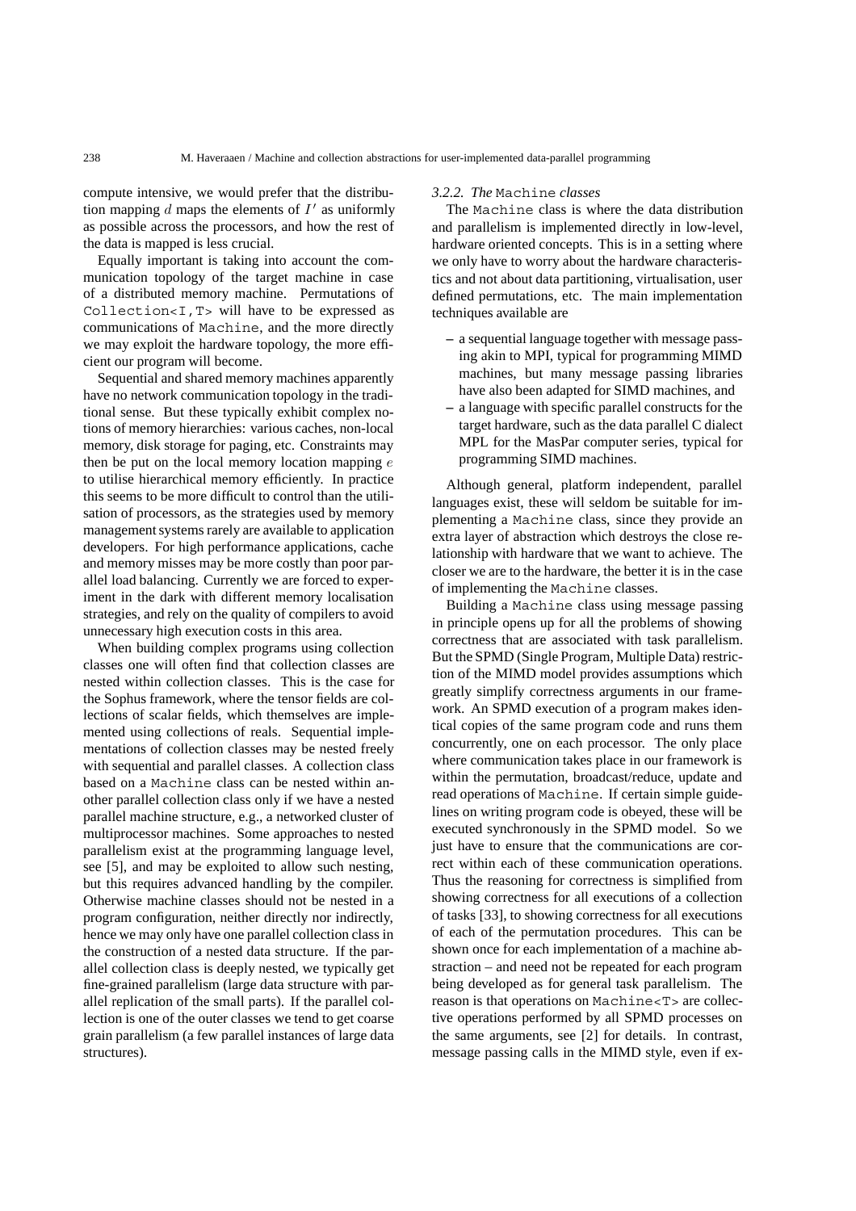compute intensive, we would prefer that the distribution mapping $d$ maps the elements of $I'$ as uniformly as possible across the processors, and how the rest of the data is mapped is less crucial.

Equally important is taking into account the communication topology of the target machine in case of a distributed memory machine. Permutations of `Collection<I,T>` will have to be expressed as communications of `Machine`, and the more directly we may exploit the hardware topology, the more efficient our program will become.

Sequential and shared memory machines apparently have no network communication topology in the traditional sense. But these typically exhibit complex notions of memory hierarchies: various caches, non-local memory, disk storage for paging, etc. Constraints may then be put on the local memory location mapping $e$ to utilise hierarchical memory efficiently. In practice this seems to be more difficult to control than the utilisation of processors, as the strategies used by memory management systems rarely are available to application developers. For high performance applications, cache and memory misses may be more costly than poor parallel load balancing. Currently we are forced to experiment in the dark with different memory localisation strategies, and rely on the quality of compilers to avoid unnecessary high execution costs in this area.

When building complex programs using collection classes one will often find that collection classes are nested within collection classes. This is the case for the Sophus framework, where the tensor fields are collections of scalar fields, which themselves are implemented using collections of reals. Sequential implementations of collection classes may be nested freely with sequential and parallel classes. A collection class based on a `Machine` class can be nested within another parallel collection class only if we have a nested parallel machine structure, e.g., a networked cluster of multiprocessor machines. Some approaches to nested parallelism exist at the programming language level, see [5], and may be exploited to allow such nesting, but this requires advanced handling by the compiler. Otherwise machine classes should not be nested in a program configuration, neither directly nor indirectly, hence we may only have one parallel collection class in the construction of a nested data structure. If the parallel collection class is deeply nested, we typically get fine-grained parallelism (large data structure with parallel replication of the small parts). If the parallel collection is one of the outer classes we tend to get coarse grain parallelism (a few parallel instances of large data structures).

#### *3.2.2. The* `Machine` *classes*

The `Machine` class is where the data distribution and parallelism is implemented directly in low-level, hardware oriented concepts. This is in a setting where we only have to worry about the hardware characteristics and not about data partitioning, virtualisation, user defined permutations, etc. The main implementation techniques available are

- a sequential language together with message passing akin to MPI, typical for programming MIMD machines, but many message passing libraries have also been adapted for SIMD machines, and
- a language with specific parallel constructs for the target hardware, such as the data parallel C dialect MPL for the MasPar computer series, typical for programming SIMD machines.

Although general, platform independent, parallel languages exist, these will seldom be suitable for implementing a `Machine` class, since they provide an extra layer of abstraction which destroys the close relationship with hardware that we want to achieve. The closer we are to the hardware, the better it is in the case of implementing the `Machine` classes.

Building a `Machine` class using message passing in principle opens up for all the problems of showing correctness that are associated with task parallelism. But the SPMD (Single Program, Multiple Data) restriction of the MIMD model provides assumptions which greatly simplify correctness arguments in our framework. An SPMD execution of a program makes identical copies of the same program code and runs them concurrently, one on each processor. The only place where communication takes place in our framework is within the permutation, broadcast/reduce, update and read operations of `Machine`. If certain simple guidelines on writing program code is obeyed, these will be executed synchronously in the SPMD model. So we just have to ensure that the communications are correct within each of these communication operations. Thus the reasoning for correctness is simplified from showing correctness for all executions of a collection of tasks [33], to showing correctness for all executions of each of the permutation procedures. This can be shown once for each implementation of a machine abstraction – and need not be repeated for each program being developed as for general task parallelism. The reason is that operations on `Machine<T>` are collective operations performed by all SPMD processes on the same arguments, see [2] for details. In contrast, message passing calls in the MIMD style, even if ex-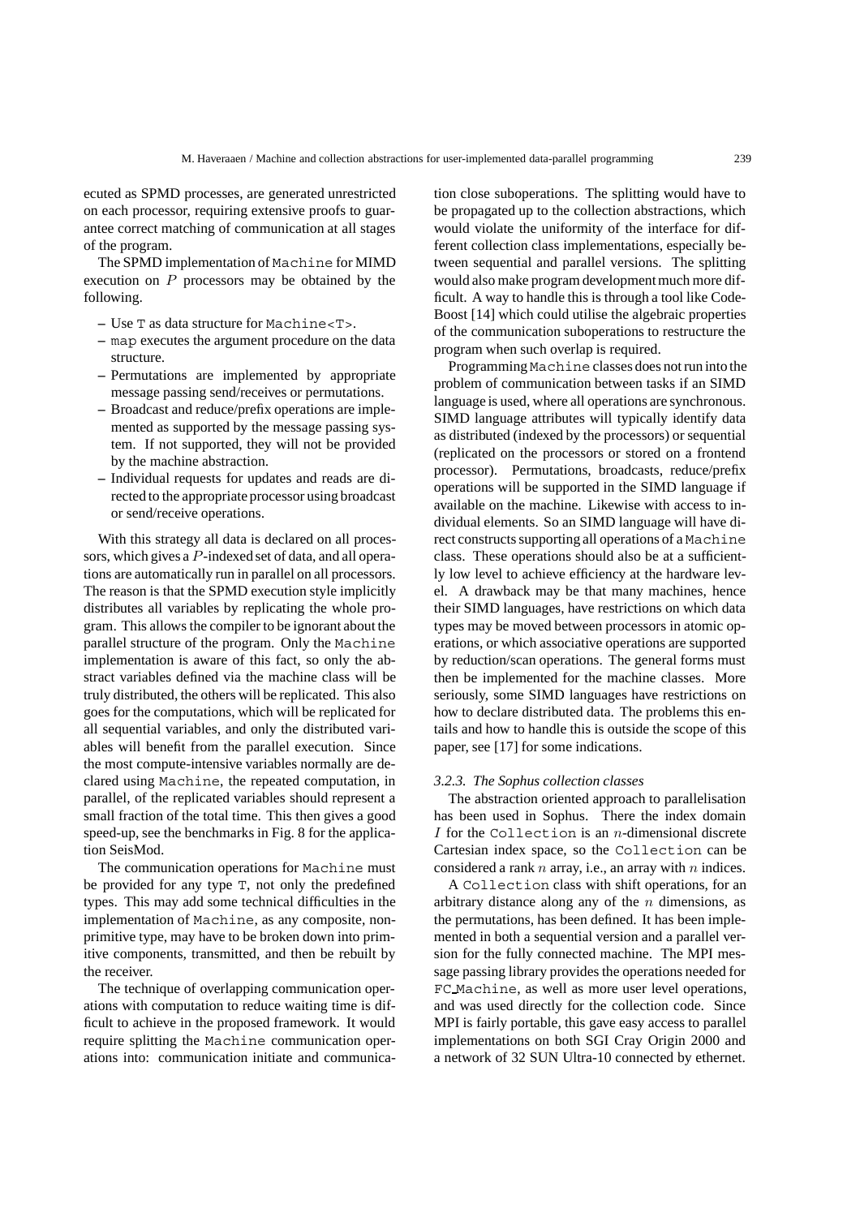ecuted as SPMD processes, are generated unrestricted on each processor, requiring extensive proofs to guarantee correct matching of communication at all stages of the program.

The SPMD implementation of Machine for MIMD execution on $P$ processors may be obtained by the following.

- Use T as data structure for Machine<T>.
- map executes the argument procedure on the data structure.
- Permutations are implemented by appropriate message passing send/receives or permutations.
- Broadcast and reduce/prefix operations are implemented as supported by the message passing system. If not supported, they will not be provided by the machine abstraction.
- Individual requests for updates and reads are directed to the appropriate processor using broadcast or send/receive operations.

With this strategy all data is declared on all processors, which gives a $P$-indexed set of data, and all operations are automatically run in parallel on all processors. The reason is that the SPMD execution style implicitly distributes all variables by replicating the whole program. This allows the compiler to be ignorant about the parallel structure of the program. Only the Machine implementation is aware of this fact, so only the abstract variables defined via the machine class will be truly distributed, the others will be replicated. This also goes for the computations, which will be replicated for all sequential variables, and only the distributed variables will benefit from the parallel execution. Since the most compute-intensive variables normally are declared using Machine, the repeated computation, in parallel, of the replicated variables should represent a small fraction of the total time. This then gives a good speed-up, see the benchmarks in Fig. 8 for the application SeisMod.

The communication operations for Machine must be provided for any type T, not only the predefined types. This may add some technical difficulties in the implementation of Machine, as any composite, non-primitive type, may have to be broken down into primitive components, transmitted, and then be rebuilt by the receiver.

The technique of overlapping communication operations with computation to reduce waiting time is difficult to achieve in the proposed framework. It would require splitting the Machine communication operations into: communication initiate and communication close suboperations. The splitting would have to be propagated up to the collection abstractions, which would violate the uniformity of the interface for different collection class implementations, especially between sequential and parallel versions. The splitting would also make program development much more difficult. A way to handle this is through a tool like CodeBoost [14] which could utilise the algebraic properties of the communication suboperations to restructure the program when such overlap is required.

Programming Machine classes does not run into the problem of communication between tasks if an SIMD language is used, where all operations are synchronous. SIMD language attributes will typically identify data as distributed (indexed by the processors) or sequential (replicated on the processors or stored on a frontend processor). Permutations, broadcasts, reduce/prefix operations will be supported in the SIMD language if available on the machine. Likewise with access to individual elements. So an SIMD language will have direct constructs supporting all operations of a Machine class. These operations should also be at a sufficiently low level to achieve efficiency at the hardware level. A drawback may be that many machines, hence their SIMD languages, have restrictions on which data types may be moved between processors in atomic operations, or which associative operations are supported by reduction/scan operations. The general forms must then be implemented for the machine classes. More seriously, some SIMD languages have restrictions on how to declare distributed data. The problems this entails and how to handle this is outside the scope of this paper, see [17] for some indications.

#### *3.2.3. The Sophus collection classes*

The abstraction oriented approach to parallelisation has been used in Sophus. There the index domain $I$ for the Collection is an $n$-dimensional discrete Cartesian index space, so the Collection can be considered a rank $n$ array, i.e., an array with $n$ indices.

A Collection class with shift operations, for an arbitrary distance along any of the $n$ dimensions, as the permutations, has been defined. It has been implemented in both a sequential version and a parallel version for the fully connected machine. The MPI message passing library provides the operations needed for FC_Machine, as well as more user level operations, and was used directly for the collection code. Since MPI is fairly portable, this gave easy access to parallel implementations on both SGI Cray Origin 2000 and a network of 32 SUN Ultra-10 connected by ethernet.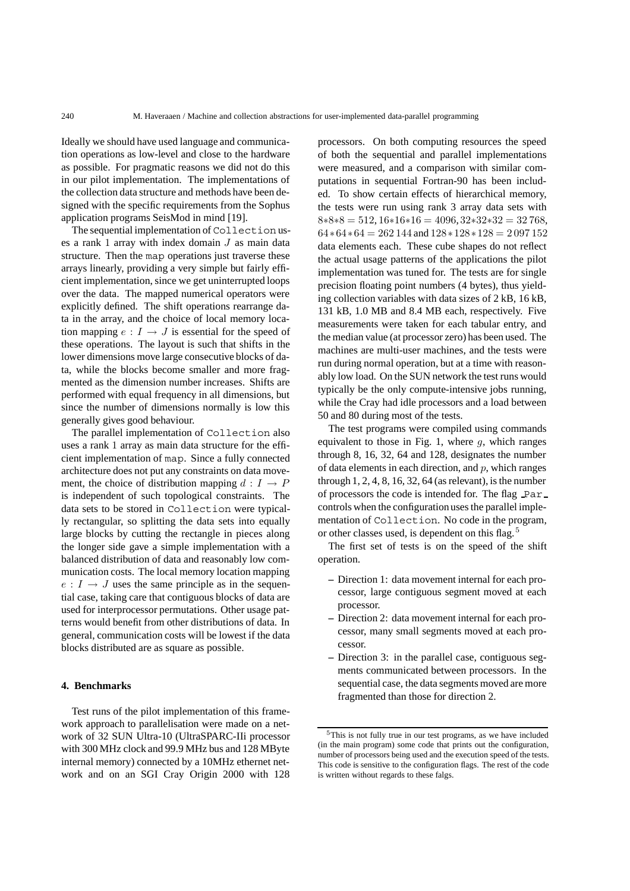Ideally we should have used language and communication operations as low-level and close to the hardware as possible. For pragmatic reasons we did not do this in our pilot implementation. The implementations of the collection data structure and methods have been designed with the specific requirements from the Sophus application programs SeisMod in mind [19].

The sequential implementation of `Collection` uses a rank 1 array with index domain $J$ as main data structure. Then the `map` operations just traverse these arrays linearly, providing a very simple but fairly efficient implementation, since we get uninterrupted loops over the data. The mapped numerical operators were explicitly defined. The shift operations rearrange data in the array, and the choice of local memory location mapping $e : I \rightarrow J$ is essential for the speed of these operations. The layout is such that shifts in the lower dimensions move large consecutive blocks of data, while the blocks become smaller and more fragmented as the dimension number increases. Shifts are performed with equal frequency in all dimensions, but since the number of dimensions normally is low this generally gives good behaviour.

The parallel implementation of `Collection` also uses a rank 1 array as main data structure for the efficient implementation of `map`. Since a fully connected architecture does not put any constraints on data movement, the choice of distribution mapping $d : I \rightarrow P$ is independent of such topological constraints. The data sets to be stored in `Collection` were typically rectangular, so splitting the data sets into equally large blocks by cutting the rectangle in pieces along the longer side gave a simple implementation with a balanced distribution of data and reasonably low communication costs. The local memory location mapping $e : I \rightarrow J$ uses the same principle as in the sequential case, taking care that contiguous blocks of data are used for interprocessor permutations. Other usage patterns would benefit from other distributions of data. In general, communication costs will be lowest if the data blocks distributed are as square as possible.

## 4. Benchmarks

Test runs of the pilot implementation of this framework approach to parallelisation were made on a network of 32 SUN Ultra-10 (UltraSPARC-IIi processor with 300 MHz clock and 99.9 MHz bus and 128 MByte internal memory) connected by a 10MHz ethernet network and on an SGI Cray Origin 2000 with 128 processors. On both computing resources the speed of both the sequential and parallel implementations were measured, and a comparison with similar computations in sequential Fortran-90 has been included. To show certain effects of hierarchical memory, the tests were run using rank 3 array data sets with $8{*}8{*}8 = 512$, $16{*}16{*}16 = 4096$, $32{*}32{*}32 = 32\,768$, $64 * 64 * 64 = 262\,144$ and $128 * 128 * 128 = 2\,097\,152$ data elements each. These cube shapes do not reflect the actual usage patterns of the applications the pilot implementation was tuned for. The tests are for single precision floating point numbers (4 bytes), thus yielding collection variables with data sizes of 2 kB, 16 kB, 131 kB, 1.0 MB and 8.4 MB each, respectively. Five measurements were taken for each tabular entry, and the median value (at processor zero) has been used. The machines are multi-user machines, and the tests were run during normal operation, but at a time with reasonably low load. On the SUN network the test runs would typically be the only compute-intensive jobs running, while the Cray had idle processors and a load between 50 and 80 during most of the tests.

The test programs were compiled using commands equivalent to those in Fig. 1, where $g$, which ranges through 8, 16, 32, 64 and 128, designates the number of data elements in each direction, and $p$, which ranges through 1, 2, 4, 8, 16, 32, 64 (as relevant), is the number of processors the code is intended for. The flag `_Par_` controls when the configuration uses the parallel implementation of `Collection`. No code in the program, or other classes used, is dependent on this flag.[5]

The first set of tests is on the speed of the shift operation.

- Direction 1: data movement internal for each processor, large contiguous segment moved at each processor.
- Direction 2: data movement internal for each processor, many small segments moved at each processor.
- Direction 3: in the parallel case, contiguous segments communicated between processors. In the sequential case, the data segments moved are more fragmented than those for direction 2.

[5] This is not fully true in our test programs, as we have included (in the main program) some code that prints out the configuration, number of processors being used and the execution speed of the tests. This code is sensitive to the configuration flags. The rest of the code is written without regards to these falgs.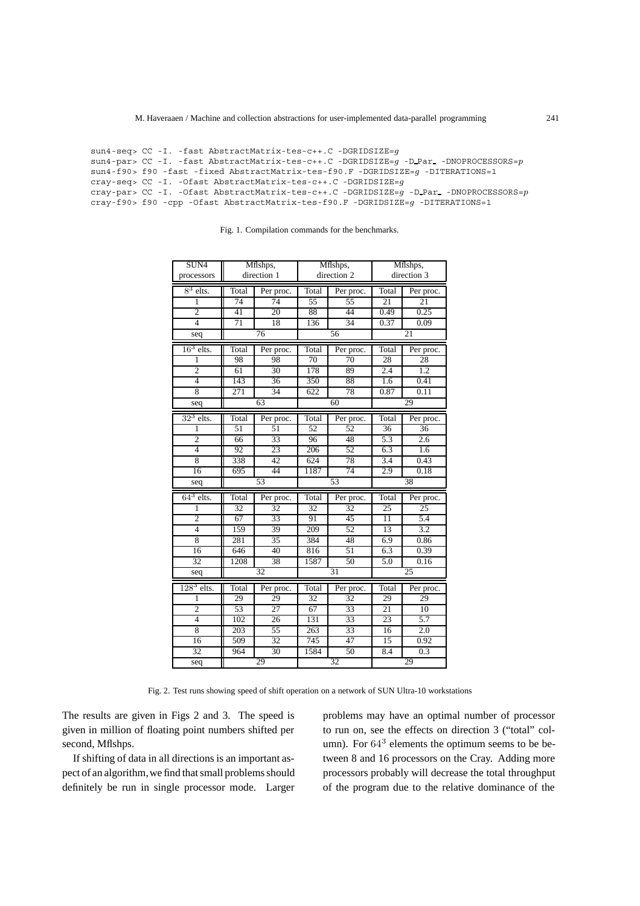```
sun4-seq> CC -I. -fast AbstractMatrix-tes-c++.C -DGRIDSIZE=g
sun4-par> CC -I. -fast AbstractMatrix-tes-c++.C -DGRIDSIZE=g -D_Par_ -DNOPROCESSORS=p
sun4-f90> f90 -fast -fixed AbstractMatrix-tes-f90.F -DGRIDSIZE=g -DITERATIONS=1
cray-seq> CC -I. -Ofast AbstractMatrix-tes-c++.C -DGRIDSIZE=g
cray-par> CC -I. -Ofast AbstractMatrix-tes-c++.C -DGRIDSIZE=g -D_Par_ -DNOPROCESSORS=p
cray-f90> f90 -cpp -Ofast AbstractMatrix-tes-f90.F -DGRIDSIZE=g -DITERATIONS=1
```

Fig. 1. Compilation commands for the benchmarks.

| SUN4 processors | Mflshps, direction 1 | | Mflshps, direction 2 | | Mflshps, direction 3 | |
|---|---|---|---|---|---|---|
| $8^3$ elts. | Total | Per proc. | Total | Per proc. | Total | Per proc. |
| 1 | 74 | 74 | 55 | 55 | 21 | 21 |
| 2 | 41 | 20 | 88 | 44 | 0.49 | 0.25 |
| 4 | 71 | 18 | 136 | 34 | 0.37 | 0.09 |
| seq | 76 | | 56 | | 21 | |
| $16^3$ elts. | Total | Per proc. | Total | Per proc. | Total | Per proc. |
| 1 | 98 | 98 | 70 | 70 | 28 | 28 |
| 2 | 61 | 30 | 178 | 89 | 2.4 | 1.2 |
| 4 | 143 | 36 | 350 | 88 | 1.6 | 0.41 |
| 8 | 271 | 34 | 622 | 78 | 0.87 | 0.11 |
| seq | 63 | | 60 | | 29 | |
| $32^3$ elts. | Total | Per proc. | Total | Per proc. | Total | Per proc. |
| 1 | 51 | 51 | 52 | 52 | 36 | 36 |
| 2 | 66 | 33 | 96 | 48 | 5.3 | 2.6 |
| 4 | 92 | 23 | 206 | 52 | 6.3 | 1.6 |
| 8 | 338 | 42 | 624 | 78 | 3.4 | 0.43 |
| 16 | 695 | 44 | 1187 | 74 | 2.9 | 0.18 |
| seq | 53 | | 53 | | 38 | |
| $64^3$ elts. | Total | Per proc. | Total | Per proc. | Total | Per proc. |
| 1 | 32 | 32 | 32 | 32 | 25 | 25 |
| 2 | 67 | 33 | 91 | 45 | 11 | 5.4 |
| 4 | 159 | 39 | 209 | 52 | 13 | 3.2 |
| 8 | 281 | 35 | 384 | 48 | 6.9 | 0.86 |
| 16 | 646 | 40 | 816 | 51 | 6.3 | 0.39 |
| 32 | 1208 | 38 | 1587 | 50 | 5.0 | 0.16 |
| seq | 32 | | 31 | | 25 | |
| $128^3$ elts. | Total | Per proc. | Total | Per proc. | Total | Per proc. |
| 1 | 29 | 29 | 32 | 32 | 29 | 29 |
| 2 | 53 | 27 | 67 | 33 | 21 | 10 |
| 4 | 102 | 26 | 131 | 33 | 23 | 5.7 |
| 8 | 203 | 55 | 263 | 33 | 16 | 2.0 |
| 16 | 509 | 32 | 745 | 47 | 15 | 0.92 |
| 32 | 964 | 30 | 1584 | 50 | 8.4 | 0.3 |
| seq | 29 | | 32 | | 29 | |

Fig. 2. Test runs showing speed of shift operation on a network of SUN Ultra-10 workstations

The results are given in Figs 2 and 3. The speed is given in million of floating point numbers shifted per second, Mflshps.

If shifting of data in all directions is an important aspect of an algorithm, we find that small problems should definitely be run in single processor mode. Larger problems may have an optimal number of processor to run on, see the effects on direction 3 ("total" column). For $64^3$ elements the optimum seems to be between 8 and 16 processors on the Cray. Adding more processors probably will decrease the total throughput of the program due to the relative dominance of the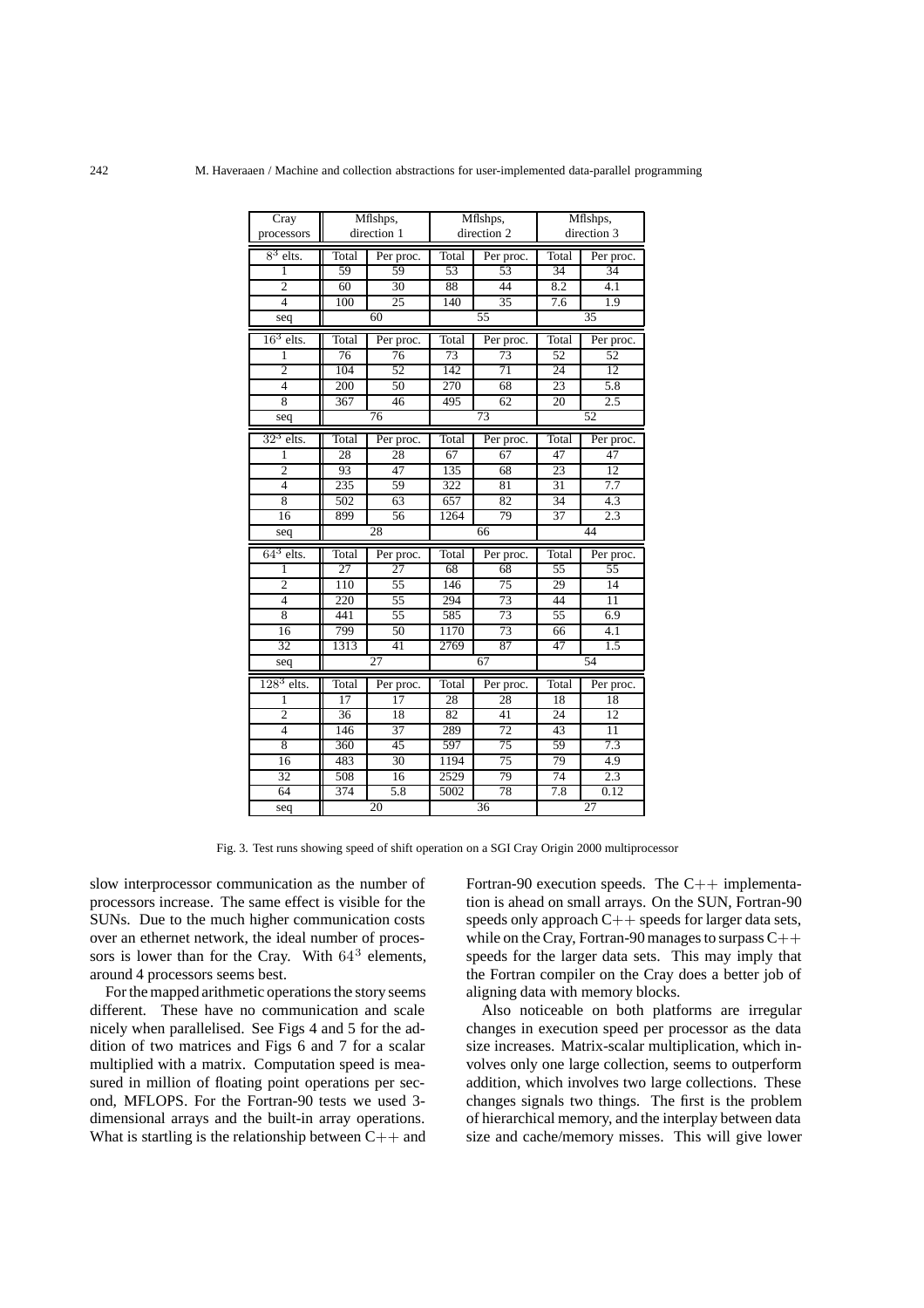| Cray processors | Mflshps, direction 1 | | Mflshps, direction 2 | | Mflshps, direction 3 | |
|---|---|---|---|---|---|---|
| $8^3$ elts. | Total | Per proc. | Total | Per proc. | Total | Per proc. |
| 1 | 59 | 59 | 53 | 53 | 34 | 34 |
| 2 | 60 | 30 | 88 | 44 | 8.2 | 4.1 |
| 4 | 100 | 25 | 140 | 35 | 7.6 | 1.9 |
| seq | 60 | | 55 | | 35 | |
| $16^3$ elts. | Total | Per proc. | Total | Per proc. | Total | Per proc. |
| 1 | 76 | 76 | 73 | 73 | 52 | 52 |
| 2 | 104 | 52 | 142 | 71 | 24 | 12 |
| 4 | 200 | 50 | 270 | 68 | 23 | 5.8 |
| 8 | 367 | 46 | 495 | 62 | 20 | 2.5 |
| seq | 76 | | 73 | | 52 | |
| $32^3$ elts. | Total | Per proc. | Total | Per proc. | Total | Per proc. |
| 1 | 28 | 28 | 67 | 67 | 47 | 47 |
| 2 | 93 | 47 | 135 | 68 | 23 | 12 |
| 4 | 235 | 59 | 322 | 81 | 31 | 7.7 |
| 8 | 502 | 63 | 657 | 82 | 34 | 4.3 |
| 16 | 899 | 56 | 1264 | 79 | 37 | 2.3 |
| seq | 28 | | 66 | | 44 | |
| $64^3$ elts. | Total | Per proc. | Total | Per proc. | Total | Per proc. |
| 1 | 27 | 27 | 68 | 68 | 55 | 55 |
| 2 | 110 | 55 | 146 | 75 | 29 | 14 |
| 4 | 220 | 55 | 294 | 73 | 44 | 11 |
| 8 | 441 | 55 | 585 | 73 | 55 | 6.9 |
| 16 | 799 | 50 | 1170 | 73 | 66 | 4.1 |
| 32 | 1313 | 41 | 2769 | 87 | 47 | 1.5 |
| seq | 27 | | 67 | | 54 | |
| $128^3$ elts. | Total | Per proc. | Total | Per proc. | Total | Per proc. |
| 1 | 17 | 17 | 28 | 28 | 18 | 18 |
| 2 | 36 | 18 | 82 | 41 | 24 | 12 |
| 4 | 146 | 37 | 289 | 72 | 43 | 11 |
| 8 | 360 | 45 | 597 | 75 | 59 | 7.3 |
| 16 | 483 | 30 | 1194 | 75 | 79 | 4.9 |
| 32 | 508 | 16 | 2529 | 79 | 74 | 2.3 |
| 64 | 374 | 5.8 | 5002 | 78 | 7.8 | 0.12 |
| seq | 20 | | 36 | | 27 | |

Fig. 3. Test runs showing speed of shift operation on a SGI Cray Origin 2000 multiprocessor

slow interprocessor communication as the number of processors increase. The same effect is visible for the SUNs. Due to the much higher communication costs over an ethernet network, the ideal number of processors is lower than for the Cray. With $64^3$ elements, around 4 processors seems best.

For the mapped arithmetic operations the story seems different. These have no communication and scale nicely when parallelised. See Figs 4 and 5 for the addition of two matrices and Figs 6 and 7 for a scalar multiplied with a matrix. Computation speed is measured in million of floating point operations per second, MFLOPS. For the Fortran-90 tests we used 3-dimensional arrays and the built-in array operations. What is startling is the relationship between C++ and Fortran-90 execution speeds. The C++ implementation is ahead on small arrays. On the SUN, Fortran-90 speeds only approach C++ speeds for larger data sets, while on the Cray, Fortran-90 manages to surpass C++ speeds for the larger data sets. This may imply that the Fortran compiler on the Cray does a better job of aligning data with memory blocks.

Also noticeable on both platforms are irregular changes in execution speed per processor as the data size increases. Matrix-scalar multiplication, which involves only one large collection, seems to outperform addition, which involves two large collections. These changes signals two things. The first is the problem of hierarchical memory, and the interplay between data size and cache/memory misses. This will give lower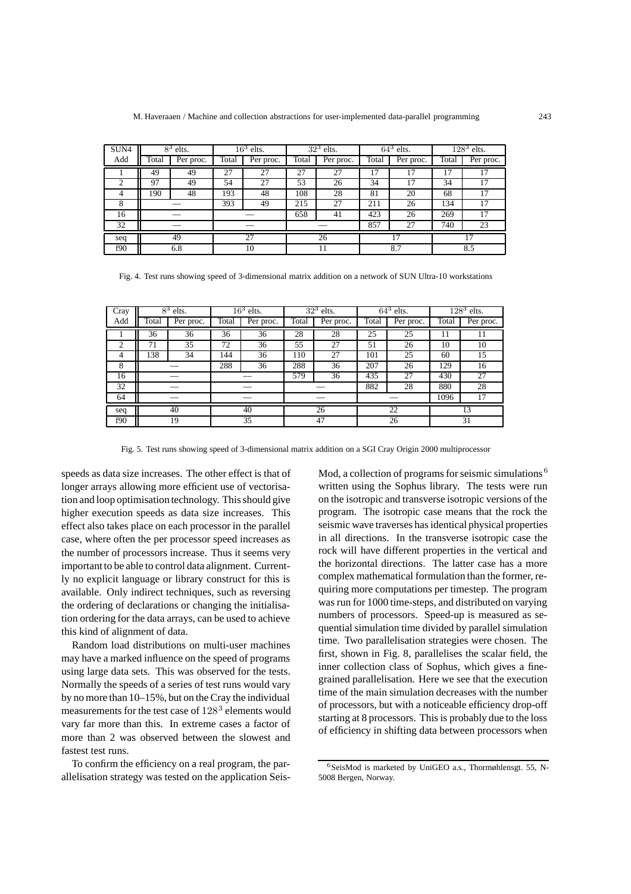| SUN4 | $8^3$ elts. | | $16^3$ elts. | | $32^3$ elts. | | $64^3$ elts. | | $128^3$ elts. | |
|---|---|---|---|---|---|---|---|---|---|---|
| Add | Total | Per proc. | Total | Per proc. | Total | Per proc. | Total | Per proc. | Total | Per proc. |
| 1 | 49 | 49 | 27 | 27 | 27 | 27 | 17 | 17 | 17 | 17 |
| 2 | 97 | 49 | 54 | 27 | 53 | 26 | 34 | 17 | 34 | 17 |
| 4 | 190 | 48 | 193 | 48 | 108 | 28 | 81 | 20 | 68 | 17 |
| 8 | — | | 393 | 49 | 215 | 27 | 211 | 26 | 134 | 17 |
| 16 | — | | — | | 658 | 41 | 423 | 26 | 269 | 17 |
| 32 | — | | — | | — | | 857 | 27 | 740 | 23 |
| seq | 49 | | 27 | | 26 | | 17 | | 17 | |
| f90 | 6.8 | | 10 | | 11 | | 8.7 | | 8.5 | |

Fig. 4. Test runs showing speed of 3-dimensional matrix addition on a network of SUN Ultra-10 workstations

| Cray | $8^3$ elts. | | $16^3$ elts. | | $32^3$ elts. | | $64^3$ elts. | | $128^3$ elts. | |
|---|---|---|---|---|---|---|---|---|---|---|
| Add | Total | Per proc. | Total | Per proc. | Total | Per proc. | Total | Per proc. | Total | Per proc. |
| 1 | 36 | 36 | 36 | 36 | 28 | 28 | 25 | 25 | 11 | 11 |
| 2 | 71 | 35 | 72 | 36 | 55 | 27 | 51 | 26 | 10 | 10 |
| 4 | 138 | 34 | 144 | 36 | 110 | 27 | 101 | 25 | 60 | 15 |
| 8 | — | | 288 | 36 | 288 | 36 | 207 | 26 | 129 | 16 |
| 16 | — | | — | | 579 | 36 | 435 | 27 | 430 | 27 |
| 32 | — | | — | | — | | 882 | 28 | 880 | 28 |
| 64 | — | | — | | — | | — | | 1096 | 17 |
| seq | 40 | | 40 | | 26 | | 22 | | 13 | |
| f90 | 19 | | 35 | | 47 | | 26 | | 31 | |

Fig. 5. Test runs showing speed of 3-dimensional matrix addition on a SGI Cray Origin 2000 multiprocessor

speeds as data size increases. The other effect is that of longer arrays allowing more efficient use of vectorisation and loop optimisation technology. This should give higher execution speeds as data size increases. This effect also takes place on each processor in the parallel case, where often the per processor speed increases as the number of processors increase. Thus it seems very important to be able to control data alignment. Currently no explicit language or library construct for this is available. Only indirect techniques, such as reversing the ordering of declarations or changing the initialisation ordering for the data arrays, can be used to achieve this kind of alignment of data.

Random load distributions on multi-user machines may have a marked influence on the speed of programs using large data sets. This was observed for the tests. Normally the speeds of a series of test runs would vary by no more than 10–15%, but on the Cray the individual measurements for the test case of $128^3$ elements would vary far more than this. In extreme cases a factor of more than 2 was observed between the slowest and fastest test runs.

To confirm the efficiency on a real program, the parallelisation strategy was tested on the application SeisMod, a collection of programs for seismic simulations[6] written using the Sophus library. The tests were run on the isotropic and transverse isotropic versions of the program. The isotropic case means that the rock the seismic wave traverses has identical physical properties in all directions. In the transverse isotropic case the rock will have different properties in the vertical and the horizontal directions. The latter case has a more complex mathematical formulation than the former, requiring more computations per timestep. The program was run for 1000 time-steps, and distributed on varying numbers of processors. Speed-up is measured as sequential simulation time divided by parallel simulation time. Two parallelisation strategies were chosen. The first, shown in Fig. 8, parallelises the scalar field, the inner collection class of Sophus, which gives a fine-grained parallelisation. Here we see that the execution time of the main simulation decreases with the number of processors, but with a noticeable efficiency drop-off starting at 8 processors. This is probably due to the loss of efficiency in shifting data between processors when

[6] SeisMod is marketed by UniGEO a.s., Thormøhlensgt. 55, N-5008 Bergen, Norway.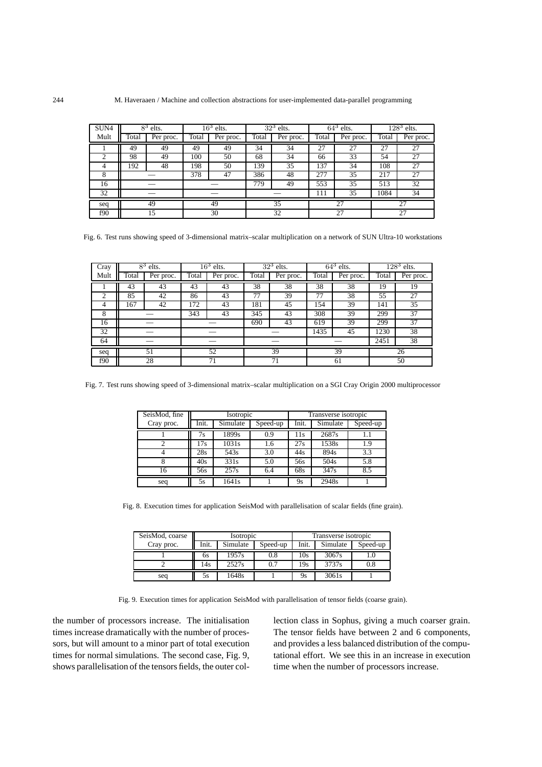| SUN4 | $8^3$ elts. | | $16^3$ elts. | | $32^3$ elts. | | $64^3$ elts. | | $128^3$ elts. | |
|---|---|---|---|---|---|---|---|---|---|---|
| Mult | Total | Per proc. | Total | Per proc. | Total | Per proc. | Total | Per proc. | Total | Per proc. |
| 1 | 49 | 49 | 49 | 49 | 34 | 34 | 27 | 27 | 27 | 27 |
| 2 | 98 | 49 | 100 | 50 | 68 | 34 | 66 | 33 | 54 | 27 |
| 4 | 192 | 48 | 198 | 50 | 139 | 35 | 137 | 34 | 108 | 27 |
| 8 | — | | 378 | 47 | 386 | 48 | 277 | 35 | 217 | 27 |
| 16 | — | | — | | 779 | 49 | 553 | 35 | 513 | 32 |
| 32 | — | | — | | — | | 111 | 35 | 1084 | 34 |
| seq | 49 | | 49 | | 35 | | 27 | | 27 | |
| f90 | 15 | | 30 | | 32 | | 27 | | 27 | |

Fig. 6. Test runs showing speed of 3-dimensional matrix–scalar multiplication on a network of SUN Ultra-10 workstations

| Cray | $8^3$ elts. | | $16^3$ elts. | | $32^3$ elts. | | $64^3$ elts. | | $128^3$ elts. | |
|---|---|---|---|---|---|---|---|---|---|---|
| Mult | Total | Per proc. | Total | Per proc. | Total | Per proc. | Total | Per proc. | Total | Per proc. |
| 1 | 43 | 43 | 43 | 43 | 38 | 38 | 38 | 38 | 19 | 19 |
| 2 | 85 | 42 | 86 | 43 | 77 | 39 | 77 | 38 | 55 | 27 |
| 4 | 167 | 42 | 172 | 43 | 181 | 45 | 154 | 39 | 141 | 35 |
| 8 | — | | 343 | 43 | 345 | 43 | 308 | 39 | 299 | 37 |
| 16 | — | | — | | 690 | 43 | 619 | 39 | 299 | 37 |
| 32 | — | | — | | — | | 1435 | 45 | 1230 | 38 |
| 64 | — | | — | | — | | — | | 2451 | 38 |
| seq | 51 | | 52 | | 39 | | 39 | | 26 | |
| f90 | 28 | | 71 | | 71 | | 61 | | 50 | |

Fig. 7. Test runs showing speed of 3-dimensional matrix–scalar multiplication on a SGI Cray Origin 2000 multiprocessor

| SeisMod, fine | Isotropic | | | Transverse isotropic | | |
|---|---|---|---|---|---|---|
| Cray proc. | Init. | Simulate | Speed-up | Init. | Simulate | Speed-up |
| 1 | 7s | 1899s | 0.9 | 11s | 2687s | 1.1 |
| 2 | 17s | 1031s | 1.6 | 27s | 1538s | 1.9 |
| 4 | 28s | 543s | 3.0 | 44s | 894s | 3.3 |
| 8 | 40s | 331s | 5.0 | 56s | 504s | 5.8 |
| 16 | 56s | 257s | 6.4 | 68s | 347s | 8.5 |
| seq | 5s | 1641s | 1 | 9s | 2948s | 1 |

Fig. 8. Execution times for application SeisMod with parallelisation of scalar fields (fine grain).

| SeisMod, coarse | Isotropic | | | Transverse isotropic | | |
|---|---|---|---|---|---|---|
| Cray proc. | Init. | Simulate | Speed-up | Init. | Simulate | Speed-up |
| 1 | 6s | 1957s | 0.8 | 10s | 3067s | 1.0 |
| 2 | 14s | 2527s | 0.7 | 19s | 3737s | 0.8 |
| seq | 5s | 1648s | 1 | 9s | 3061s | 1 |

Fig. 9. Execution times for application SeisMod with parallelisation of tensor fields (coarse grain).

the number of processors increase. The initialisation times increase dramatically with the number of processors, but will amount to a minor part of total execution times for normal simulations. The second case, Fig. 9, shows parallelisation of the tensors fields, the outer collection class in Sophus, giving a much coarser grain. The tensor fields have between 2 and 6 components, and provides a less balanced distribution of the computational effort. We see this in an increase in execution time when the number of processors increase.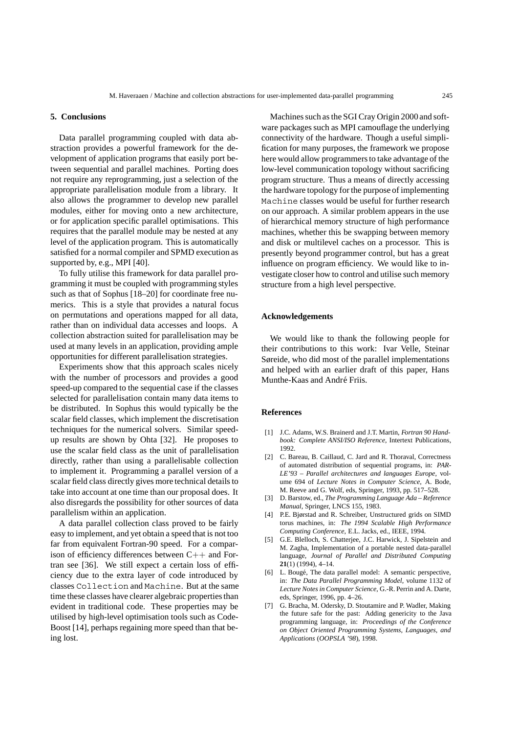## 5. Conclusions

Data parallel programming coupled with data abstraction provides a powerful framework for the development of application programs that easily port between sequential and parallel machines. Porting does not require any reprogramming, just a selection of the appropriate parallelisation module from a library. It also allows the programmer to develop new parallel modules, either for moving onto a new architecture, or for application specific parallel optimisations. This requires that the parallel module may be nested at any level of the application program. This is automatically satisfied for a normal compiler and SPMD execution as supported by, e.g., MPI [40].

To fully utilise this framework for data parallel programming it must be coupled with programming styles such as that of Sophus [18–20] for coordinate free numerics. This is a style that provides a natural focus on permutations and operations mapped for all data, rather than on individual data accesses and loops. A collection abstraction suited for parallelisation may be used at many levels in an application, providing ample opportunities for different parallelisation strategies.

Experiments show that this approach scales nicely with the number of processors and provides a good speed-up compared to the sequential case if the classes selected for parallelisation contain many data items to be distributed. In Sophus this would typically be the scalar field classes, which implement the discretisation techniques for the numerical solvers. Similar speed-up results are shown by Ohta [32]. He proposes to use the scalar field class as the unit of parallelisation directly, rather than using a parallelisable collection to implement it. Programming a parallel version of a scalar field class directly gives more technical details to take into account at one time than our proposal does. It also disregards the possibility for other sources of data parallelism within an application.

A data parallel collection class proved to be fairly easy to implement, and yet obtain a speed that is not too far from equivalent Fortran-90 speed. For a comparison of efficiency differences between C++ and Fortran see [36]. We still expect a certain loss of efficiency due to the extra layer of code introduced by classes `Collection` and `Machine`. But at the same time these classes have clearer algebraic properties than evident in traditional code. These properties may be utilised by high-level optimisation tools such as CodeBoost [14], perhaps regaining more speed than that being lost.

Machines such as the SGI Cray Origin 2000 and software packages such as MPI camouflage the underlying connectivity of the hardware. Though a useful simplification for many purposes, the framework we propose here would allow programmers to take advantage of the low-level communication topology without sacrificing program structure. Thus a means of directly accessing the hardware topology for the purpose of implementing `Machine` classes would be useful for further research on our approach. A similar problem appears in the use of hierarchical memory structure of high performance machines, whether this be swapping between memory and disk or multilevel caches on a processor. This is presently beyond programmer control, but has a great influence on program efficiency. We would like to investigate closer how to control and utilise such memory structure from a high level perspective.

### Acknowledgements

We would like to thank the following people for their contributions to this work: Ivar Velle, Steinar Søreide, who did most of the parallel implementations and helped with an earlier draft of this paper, Hans Munthe-Kaas and André Friis.

### References

[1] J.C. Adams, W.S. Brainerd and J.T. Martin, *Fortran 90 Handbook: Complete ANSI/ISO Reference*, Intertext Publications, 1992.

[2] C. Bareau, B. Caillaud, C. Jard and R. Thoraval, Correctness of automated distribution of sequential programs, in: *PARLE'93 – Parallel architectures and languages Europe*, volume 694 of *Lecture Notes in Computer Science*, A. Bode, M. Reeve and G. Wolf, eds, Springer, 1993, pp. 517–528.

[3] D. Barstow, ed., *The Programming Language Ada – Reference Manual*, Springer, LNCS 155, 1983.

[4] P.E. Bjørstad and R. Schreiber, Unstructured grids on SIMD torus machines, in: *The 1994 Scalable High Performance Computing Conference*, E.L. Jacks, ed., IEEE, 1994.

[5] G.E. Blelloch, S. Chatterjee, J.C. Harwick, J. Sipelstein and M. Zagha, Implementation of a portable nested data-parallel language, *Journal of Parallel and Distributed Computing* **21**(1) (1994), 4–14.

[6] L. Bougé, The data parallel model: A semantic perspective, in: *The Data Parallel Programming Model*, volume 1132 of *Lecture Notes in Computer Science*, G.-R. Perrin and A. Darte, eds, Springer, 1996, pp. 4–26.

[7] G. Bracha, M. Odersky, D. Stoutamire and P. Wadler, Making the future safe for the past: Adding genericity to the Java programming language, in: *Proceedings of the Conference on Object Oriented Programming Systems, Languages, and Applications (OOPSLA '98)*, 1998.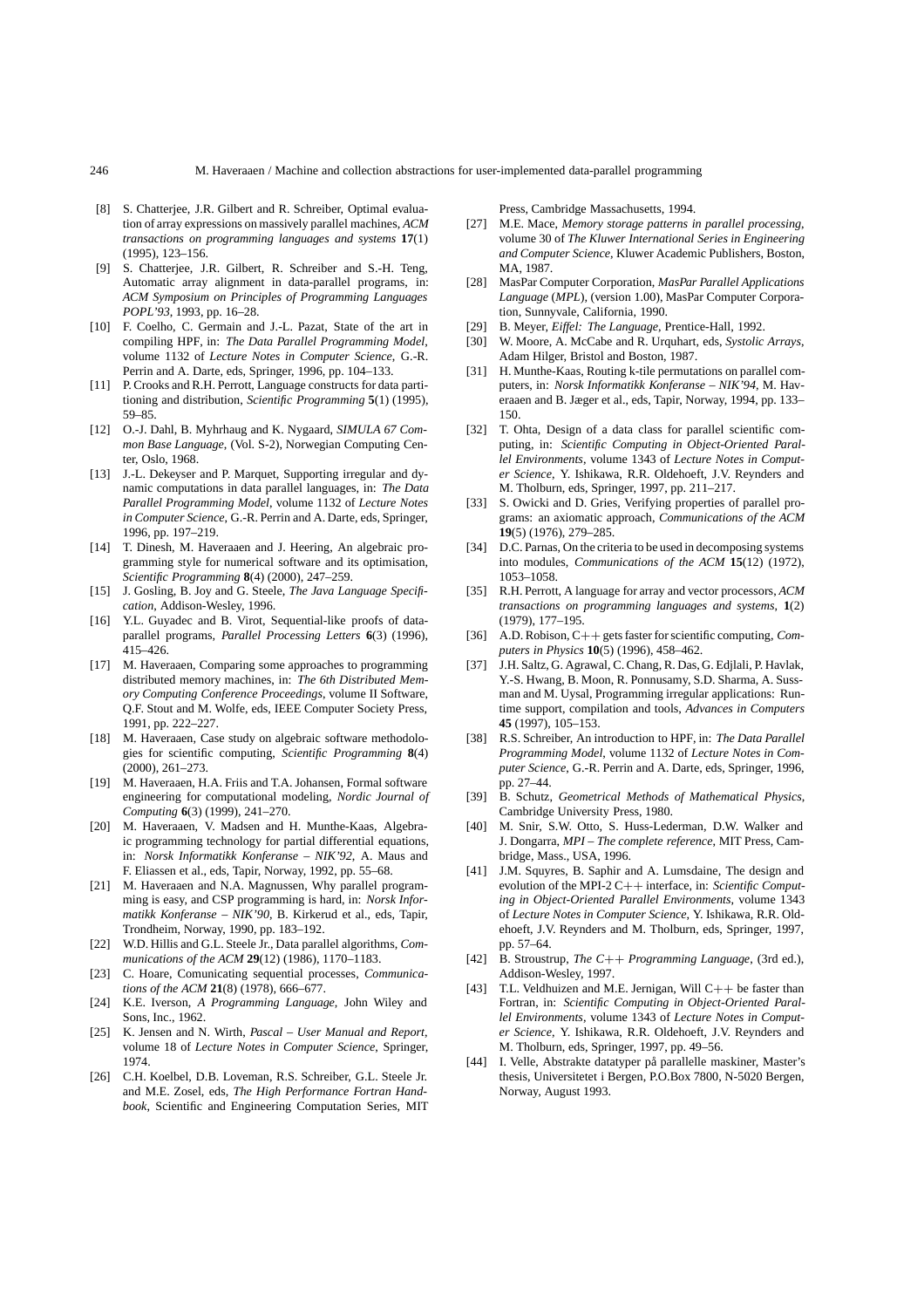[8] S. Chatterjee, J.R. Gilbert and R. Schreiber, Optimal evaluation of array expressions on massively parallel machines, *ACM transactions on programming languages and systems* **17**(1) (1995), 123–156.

[9] S. Chatterjee, J.R. Gilbert, R. Schreiber and S.-H. Teng, Automatic array alignment in data-parallel programs, in: *ACM Symposium on Principles of Programming Languages POPL'93*, 1993, pp. 16–28.

[10] F. Coelho, C. Germain and J.-L. Pazat, State of the art in compiling HPF, in: *The Data Parallel Programming Model*, volume 1132 of *Lecture Notes in Computer Science*, G.-R. Perrin and A. Darte, eds, Springer, 1996, pp. 104–133.

[11] P. Crooks and R.H. Perrott, Language constructs for data partitioning and distribution, *Scientific Programming* **5**(1) (1995), 59–85.

[12] O.-J. Dahl, B. Myhrhaug and K. Nygaard, *SIMULA 67 Common Base Language*, (Vol. S-2), Norwegian Computing Center, Oslo, 1968.

[13] J.-L. Dekeyser and P. Marquet, Supporting irregular and dynamic computations in data parallel languages, in: *The Data Parallel Programming Model*, volume 1132 of *Lecture Notes in Computer Science*, G.-R. Perrin and A. Darte, eds, Springer, 1996, pp. 197–219.

[14] T. Dinesh, M. Haveraaen and J. Heering, An algebraic programming style for numerical software and its optimisation, *Scientific Programming* **8**(4) (2000), 247–259.

[15] J. Gosling, B. Joy and G. Steele, *The Java Language Specification*, Addison-Wesley, 1996.

[16] Y.L. Guyadec and B. Virot, Sequential-like proofs of data-parallel programs, *Parallel Processing Letters* **6**(3) (1996), 415–426.

[17] M. Haveraaen, Comparing some approaches to programming distributed memory machines, in: *The 6th Distributed Memory Computing Conference Proceedings*, volume II Software, Q.F. Stout and M. Wolfe, eds, IEEE Computer Society Press, 1991, pp. 222–227.

[18] M. Haveraaen, Case study on algebraic software methodologies for scientific computing, *Scientific Programming* **8**(4) (2000), 261–273.

[19] M. Haveraaen, H.A. Friis and T.A. Johansen, Formal software engineering for computational modeling, *Nordic Journal of Computing* **6**(3) (1999), 241–270.

[20] M. Haveraaen, V. Madsen and H. Munthe-Kaas, Algebraic programming technology for partial differential equations, in: *Norsk Informatikk Konferanse – NIK'92*, A. Maus and F. Eliassen et al., eds, Tapir, Norway, 1992, pp. 55–68.

[21] M. Haveraaen and N.A. Magnussen, Why parallel programming is easy, and CSP programming is hard, in: *Norsk Informatikk Konferanse – NIK'90*, B. Kirkerud et al., eds, Tapir, Trondheim, Norway, 1990, pp. 183–192.

[22] W.D. Hillis and G.L. Steele Jr., Data parallel algorithms, *Communications of the ACM* **29**(12) (1986), 1170–1183.

[23] C. Hoare, Comunicating sequential processes, *Communications of the ACM* **21**(8) (1978), 666–677.

[24] K.E. Iverson, *A Programming Language*, John Wiley and Sons, Inc., 1962.

[25] K. Jensen and N. Wirth, *Pascal – User Manual and Report*, volume 18 of *Lecture Notes in Computer Science*, Springer, 1974.

[26] C.H. Koelbel, D.B. Loveman, R.S. Schreiber, G.L. Steele Jr. and M.E. Zosel, eds, *The High Performance Fortran Handbook*, Scientific and Engineering Computation Series, MIT Press, Cambridge Massachusetts, 1994.

[27] M.E. Mace, *Memory storage patterns in parallel processing*, volume 30 of *The Kluwer International Series in Engineering and Computer Science*, Kluwer Academic Publishers, Boston, MA, 1987.

[28] MasPar Computer Corporation, *MasPar Parallel Applications Language* (*MPL*), (version 1.00), MasPar Computer Corporation, Sunnyvale, California, 1990.

[29] B. Meyer, *Eiffel: The Language*, Prentice-Hall, 1992.

[30] W. Moore, A. McCabe and R. Urquhart, eds, *Systolic Arrays*, Adam Hilger, Bristol and Boston, 1987.

[31] H. Munthe-Kaas, Routing k-tile permutations on parallel computers, in: *Norsk Informatikk Konferanse – NIK'94*, M. Haveraaen and B. Jæger et al., eds, Tapir, Norway, 1994, pp. 133–150.

[32] T. Ohta, Design of a data class for parallel scientific computing, in: *Scientific Computing in Object-Oriented Parallel Environments*, volume 1343 of *Lecture Notes in Computer Science*, Y. Ishikawa, R.R. Oldehoeft, J.V. Reynders and M. Tholburn, eds, Springer, 1997, pp. 211–217.

[33] S. Owicki and D. Gries, Verifying properties of parallel programs: an axiomatic approach, *Communications of the ACM* **19**(5) (1976), 279–285.

[34] D.C. Parnas, On the criteria to be used in decomposing systems into modules, *Communications of the ACM* **15**(12) (1972), 1053–1058.

[35] R.H. Perrott, A language for array and vector processors, *ACM transactions on programming languages and systems*, **1**(2) (1979), 177–195.

[36] A.D. Robison, C++ gets faster for scientific computing, *Computers in Physics* **10**(5) (1996), 458–462.

[37] J.H. Saltz, G. Agrawal, C. Chang, R. Das, G. Edjlali, P. Havlak, Y.-S. Hwang, B. Moon, R. Ponnusamy, S.D. Sharma, A. Sussman and M. Uysal, Programming irregular applications: Runtime support, compilation and tools, *Advances in Computers* **45** (1997), 105–153.

[38] R.S. Schreiber, An introduction to HPF, in: *The Data Parallel Programming Model*, volume 1132 of *Lecture Notes in Computer Science*, G.-R. Perrin and A. Darte, eds, Springer, 1996, pp. 27–44.

[39] B. Schutz, *Geometrical Methods of Mathematical Physics*, Cambridge University Press, 1980.

[40] M. Snir, S.W. Otto, S. Huss-Lederman, D.W. Walker and J. Dongarra, *MPI – The complete reference*, MIT Press, Cambridge, Mass., USA, 1996.

[41] J.M. Squyres, B. Saphir and A. Lumsdaine, The design and evolution of the MPI-2 C++ interface, in: *Scientific Computing in Object-Oriented Parallel Environments*, volume 1343 of *Lecture Notes in Computer Science*, Y. Ishikawa, R.R. Oldehoeft, J.V. Reynders and M. Tholburn, eds, Springer, 1997, pp. 57–64.

[42] B. Stroustrup, *The C++ Programming Language*, (3rd ed.), Addison-Wesley, 1997.

[43] T.L. Veldhuizen and M.E. Jernigan, Will C++ be faster than Fortran, in: *Scientific Computing in Object-Oriented Parallel Environments*, volume 1343 of *Lecture Notes in Computer Science*, Y. Ishikawa, R.R. Oldehoeft, J.V. Reynders and M. Tholburn, eds, Springer, 1997, pp. 49–56.

[44] I. Velle, Abstrakte datatyper på parallelle maskiner, Master's thesis, Universitetet i Bergen, P.O.Box 7800, N-5020 Bergen, Norway, August 1993.